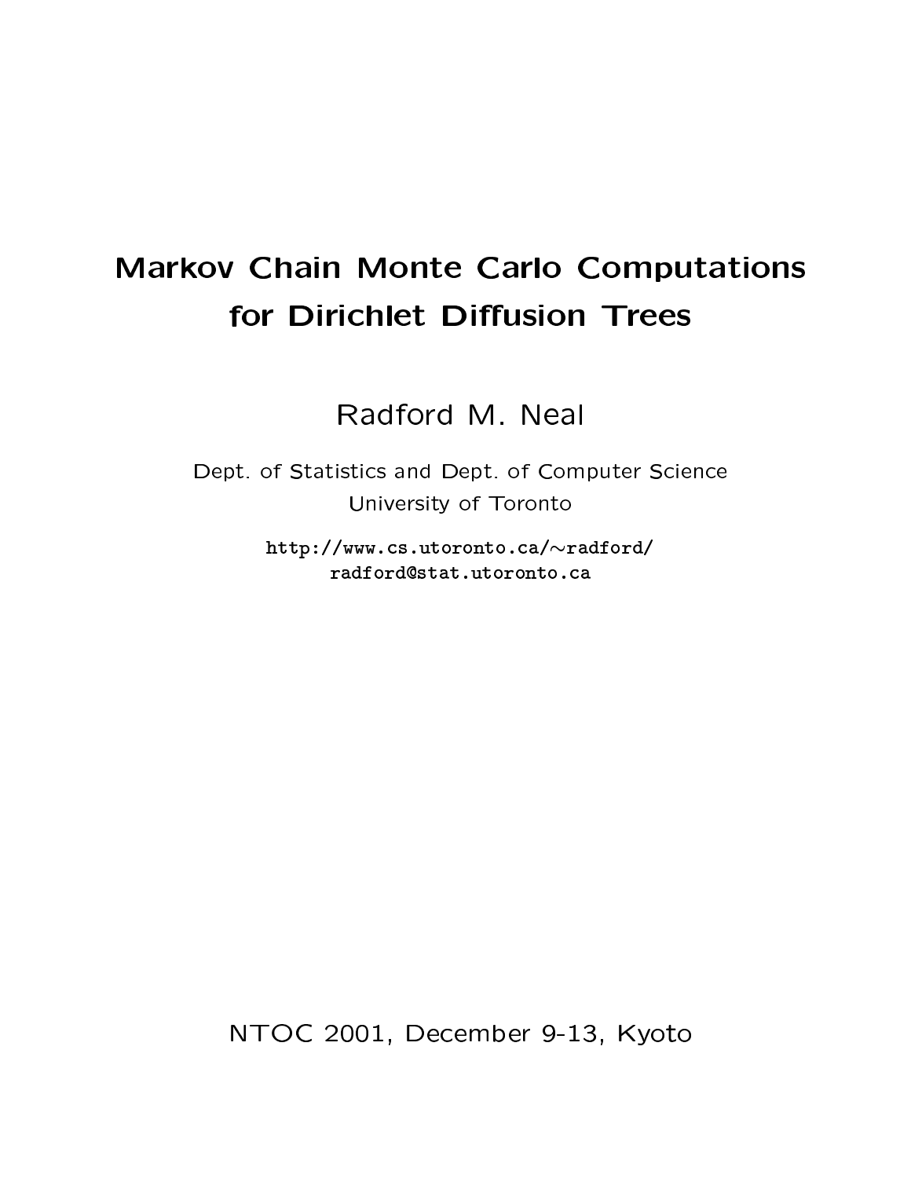# Markov Chain Monte Carlo Computations for Dirichlet Diffusion Trees

Radford M. Neal

Dept. of Statistics and Dept. of Computer Science
University of Toronto

http://www.cs.utoronto.ca/~radford/
radford@stat.utoronto.ca

NTOC 2001, December 9-13, Kyoto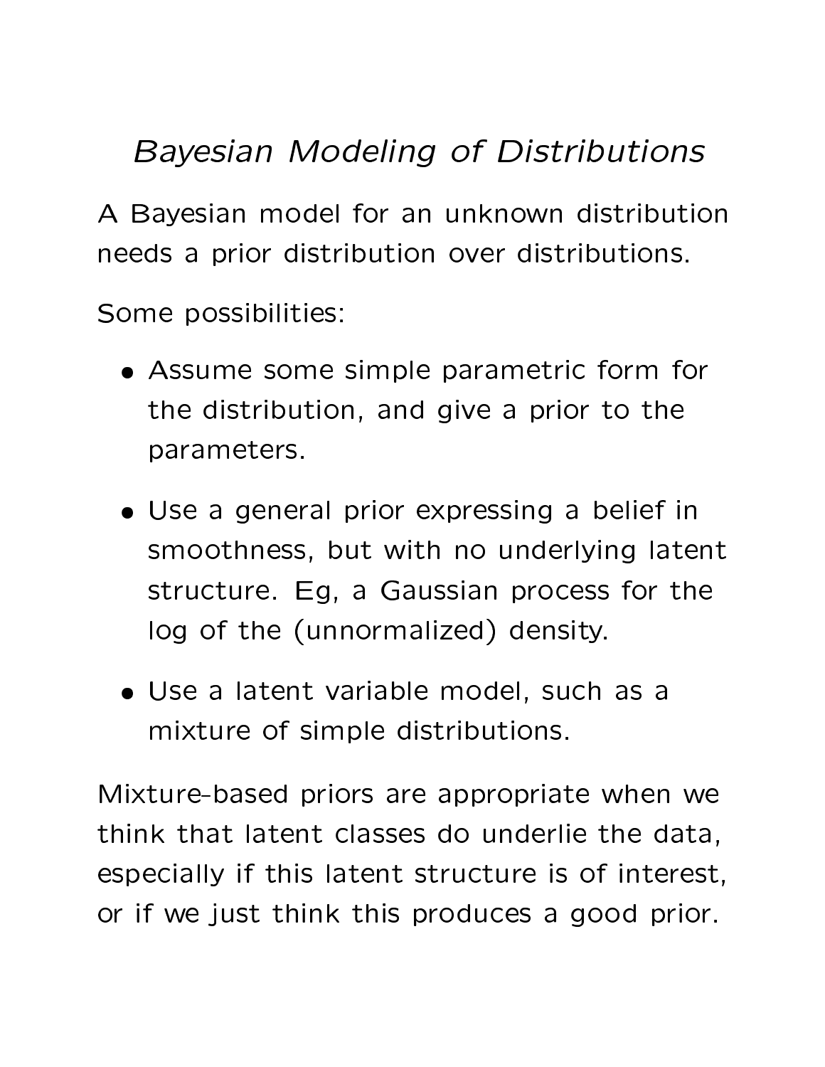# *Bayesian Modeling of Distributions*

A Bayesian model for an unknown distribution needs a prior distribution over distributions.

Some possibilities:

- Assume some simple parametric form for the distribution, and give a prior to the parameters.
- Use a general prior expressing a belief in smoothness, but with no underlying latent structure. Eg, a Gaussian process for the log of the (unnormalized) density.
- Use a latent variable model, such as a mixture of simple distributions.

Mixture–based priors are appropriate when we think that latent classes do underlie the data, especially if this latent structure is of interest, or if we just think this produces a good prior.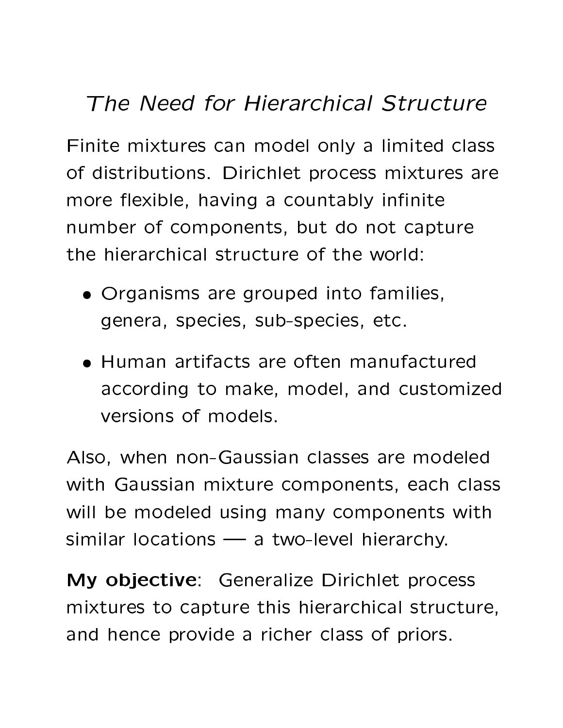# *The Need for Hierarchical Structure*

Finite mixtures can model only a limited class of distributions. Dirichlet process mixtures are more flexible, having a countably infinite number of components, but do not capture the hierarchical structure of the world:

- Organisms are grouped into families, genera, species, sub-species, etc.
- Human artifacts are often manufactured according to make, model, and customized versions of models.

Also, when non-Gaussian classes are modeled with Gaussian mixture components, each class will be modeled using many components with similar locations — a two-level hierarchy.

**My objective**: Generalize Dirichlet process mixtures to capture this hierarchical structure, and hence provide a richer class of priors.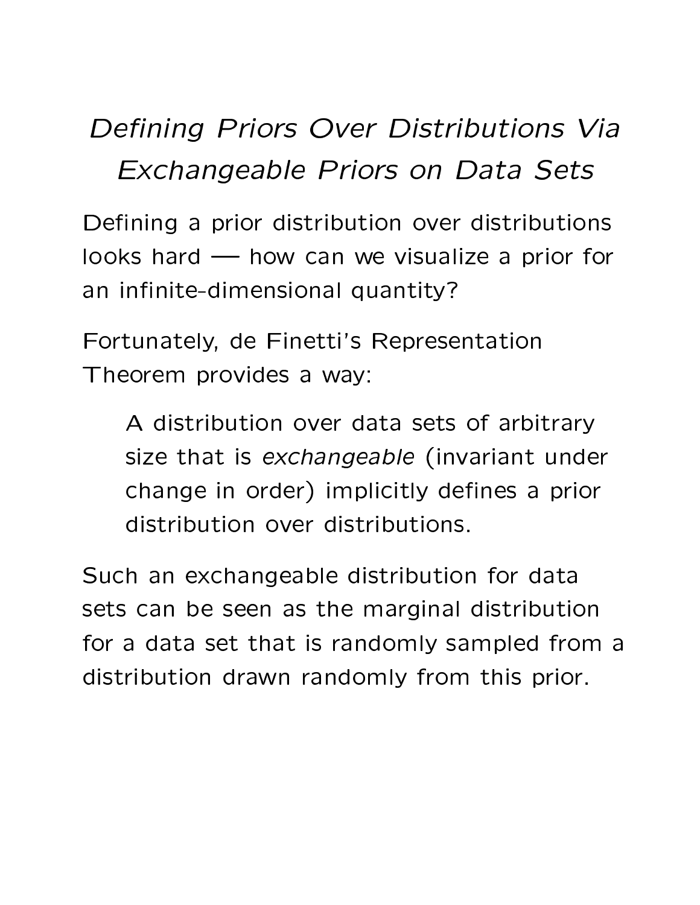# *Defining Priors Over Distributions Via Exchangeable Priors on Data Sets*

Defining a prior distribution over distributions looks hard — how can we visualize a prior for an infinite-dimensional quantity?

Fortunately, de Finetti's Representation Theorem provides a way:

> A distribution over data sets of arbitrary size that is *exchangeable* (invariant under change in order) implicitly defines a prior distribution over distributions.

Such an exchangeable distribution for data sets can be seen as the marginal distribution for a data set that is randomly sampled from a distribution drawn randomly from this prior.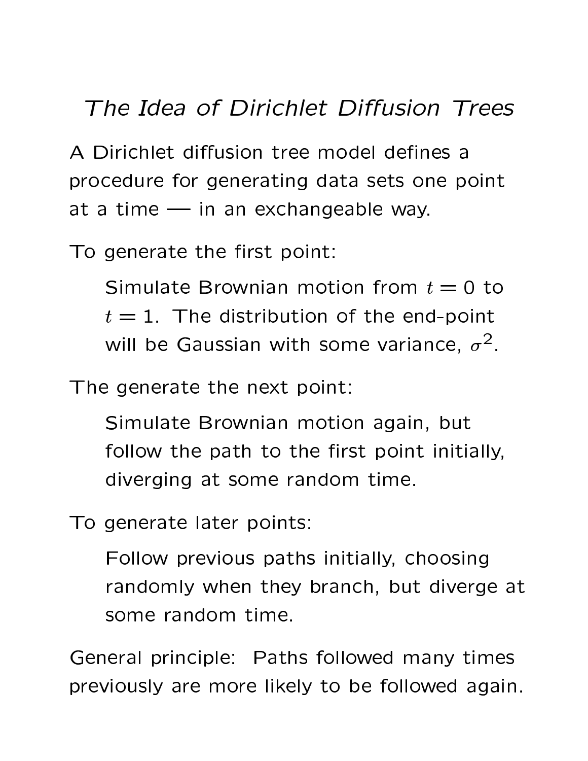# *The Idea of Dirichlet Diffusion Trees*

A Dirichlet diffusion tree model defines a procedure for generating data sets one point at a time — in an exchangeable way.

To generate the first point:

> Simulate Brownian motion from $t = 0$ to $t = 1$. The distribution of the end-point will be Gaussian with some variance, $\sigma^2$.

The generate the next point:

> Simulate Brownian motion again, but follow the path to the first point initially, diverging at some random time.

To generate later points:

> Follow previous paths initially, choosing randomly when they branch, but diverge at some random time.

General principle: Paths followed many times previously are more likely to be followed again.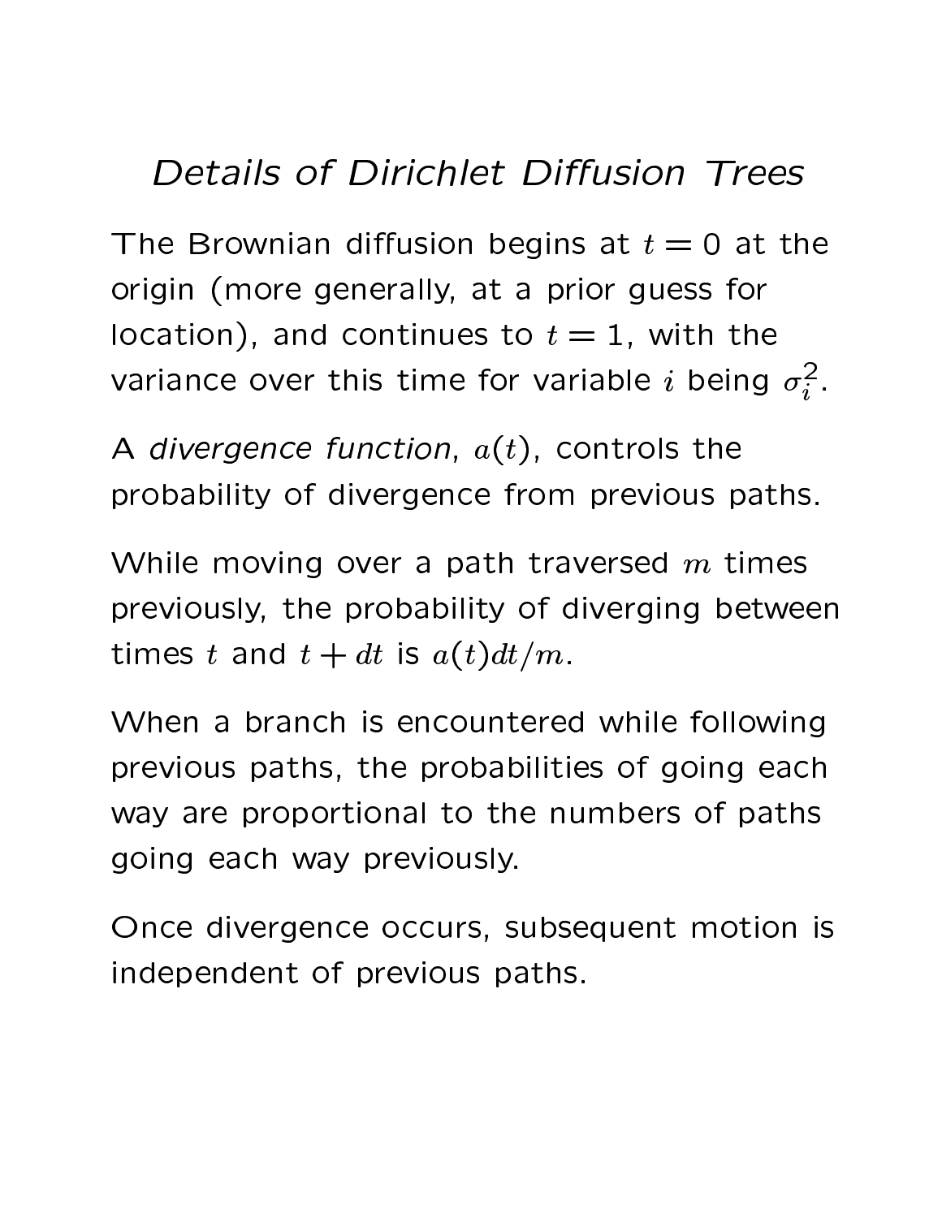# *Details of Dirichlet Diffusion Trees*

The Brownian diffusion begins at $t = 0$ at the origin (more generally, at a prior guess for location), and continues to $t = 1$, with the variance over this time for variable $i$ being $\sigma_i^2$.

A *divergence function*, $a(t)$, controls the probability of divergence from previous paths.

While moving over a path traversed $m$ times previously, the probability of diverging between times $t$ and $t + dt$ is $a(t)dt/m$.

When a branch is encountered while following previous paths, the probabilities of going each way are proportional to the numbers of paths going each way previously.

Once divergence occurs, subsequent motion is independent of previous paths.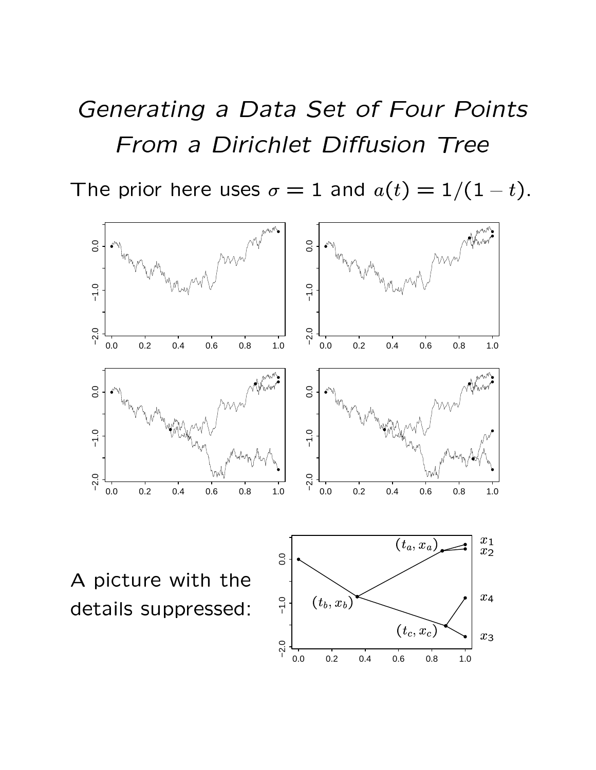# *Generating a Data Set of Four Points From a Dirichlet Diffusion Tree*

The prior here uses $\sigma = 1$ and $a(t) = 1/(1-t)$.

A picture with the details suppressed: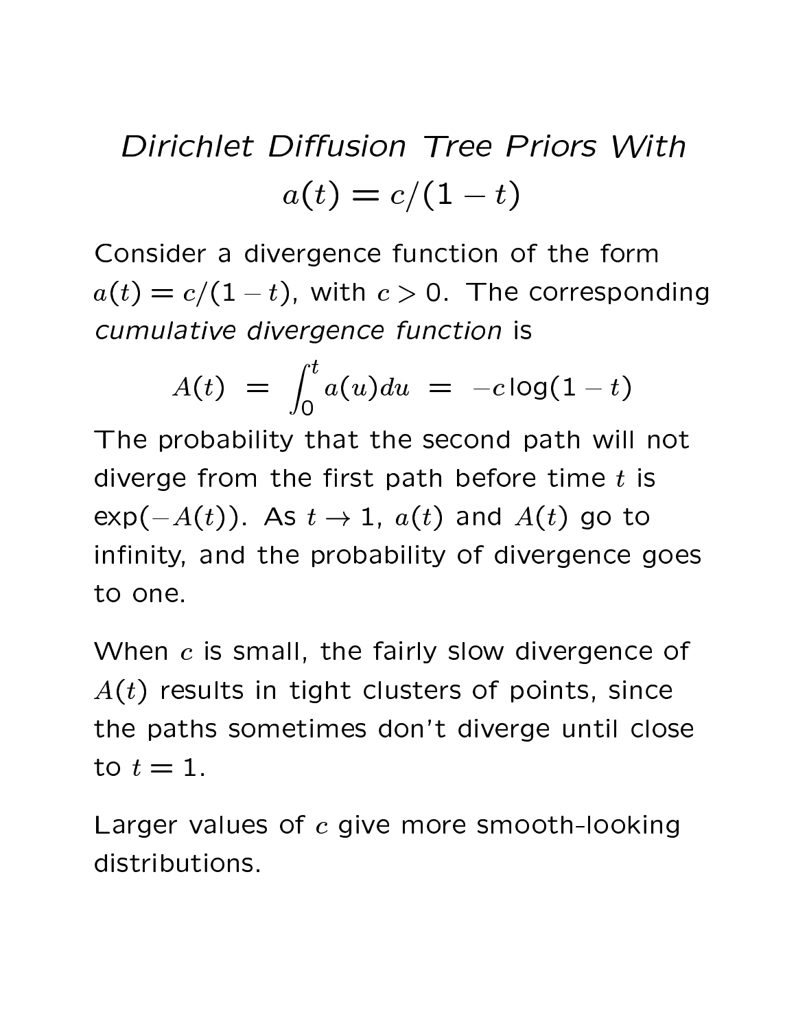# *Dirichlet Diffusion Tree Priors With* $a(t) = c/(1-t)$

Consider a divergence function of the form $a(t) = c/(1-t)$, with $c > 0$. The corresponding *cumulative divergence function* is

$$A(t) \;=\; \int_0^t a(u)du \;=\; -c\log(1-t)$$

The probability that the second path will not diverge from the first path before time $t$ is $\exp(-A(t))$. As $t \to 1$, $a(t)$ and $A(t)$ go to infinity, and the probability of divergence goes to one.

When $c$ is small, the fairly slow divergence of $A(t)$ results in tight clusters of points, since the paths sometimes don't diverge until close to $t = 1$.

Larger values of $c$ give more smooth-looking distributions.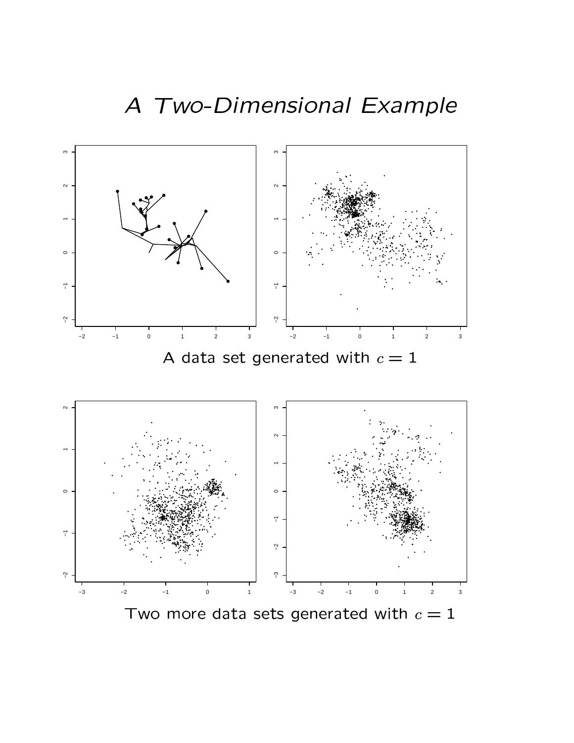# A Two-Dimensional Example

A data set generated with $c = 1$

Two more data sets generated with $c = 1$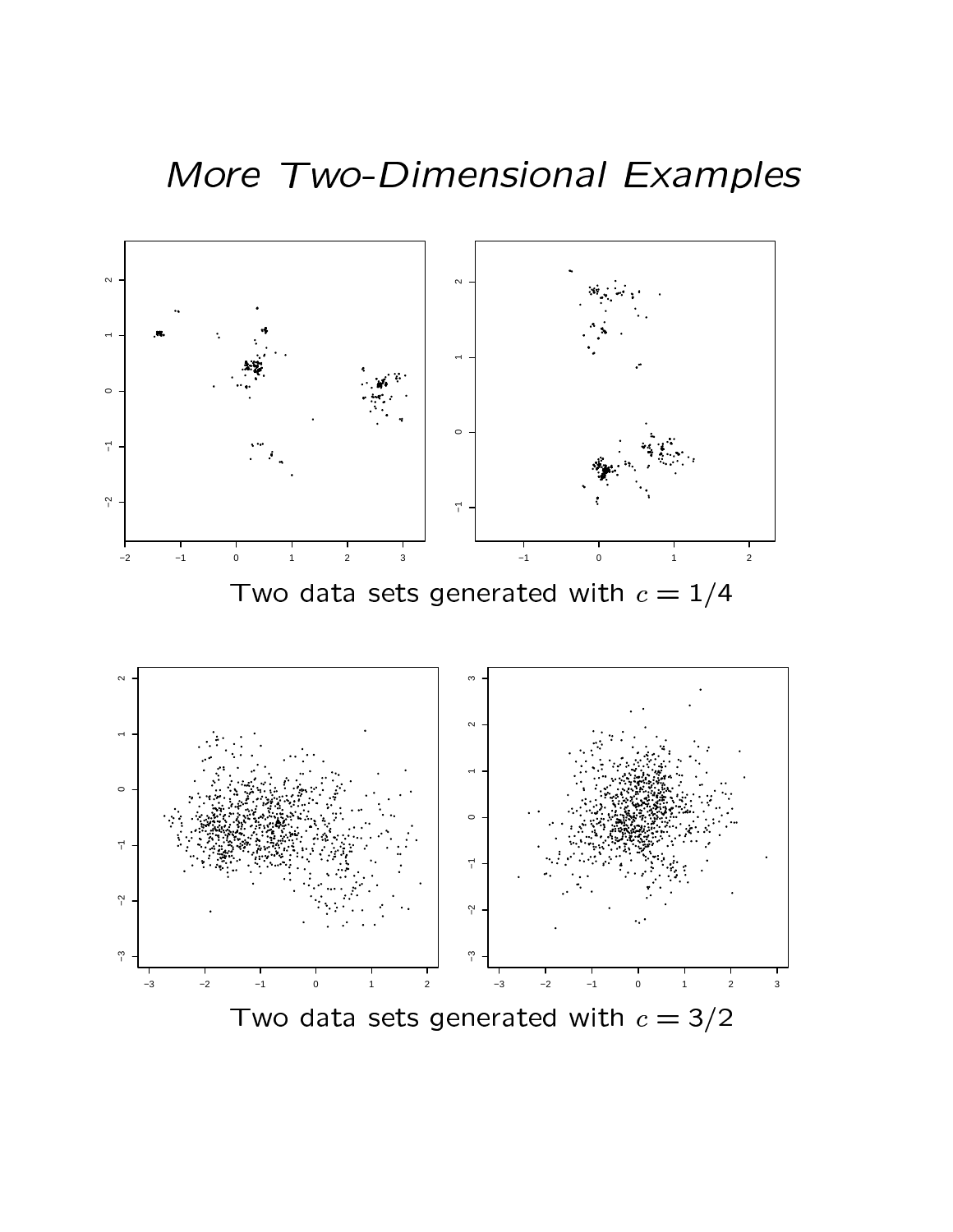# More Two-Dimensional Examples

Two data sets generated with $c = 1/4$

Two data sets generated with $c = 3/2$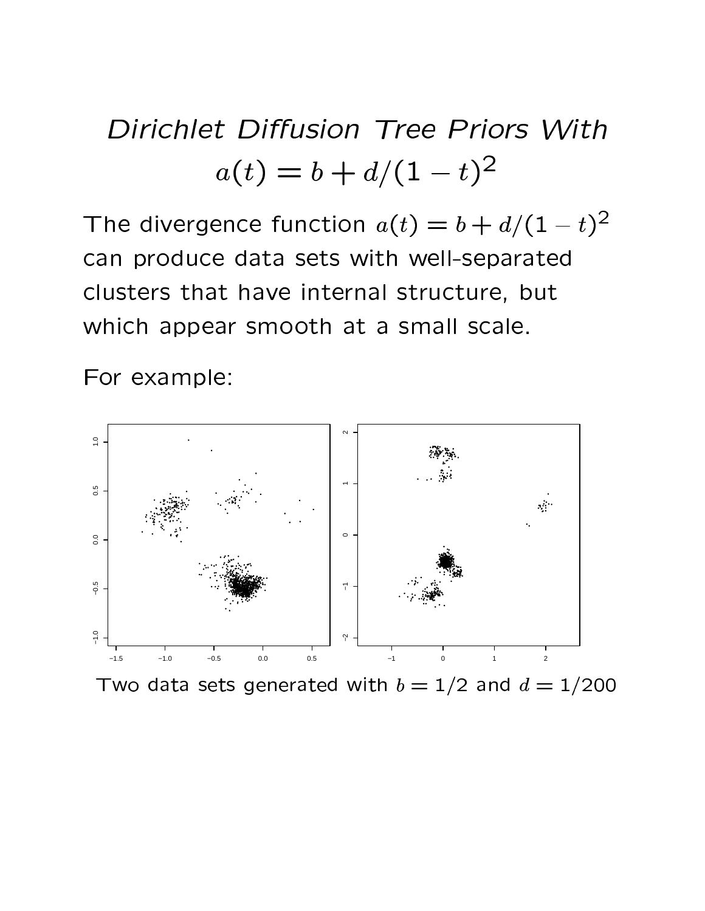# Dirichlet Diffusion Tree Priors With $a(t) = b + d/(1-t)^2$

The divergence function $a(t) = b + d/(1-t)^2$ can produce data sets with well-separated clusters that have internal structure, but which appear smooth at a small scale.

For example:

Two data sets generated with $b = 1/2$ and $d = 1/200$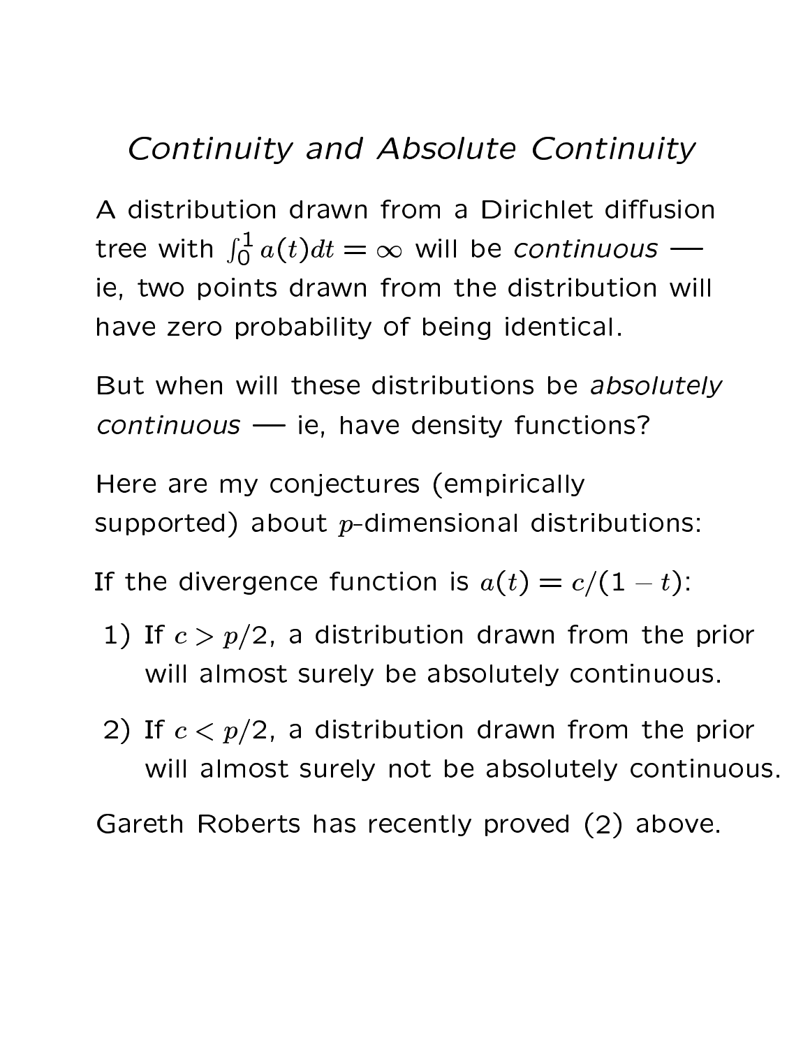# *Continuity and Absolute Continuity*

A distribution drawn from a Dirichlet diffusion tree with $\int_0^1 a(t)dt = \infty$ will be *continuous* — ie, two points drawn from the distribution will have zero probability of being identical.

But when will these distributions be *absolutely continuous* — ie, have density functions?

Here are my conjectures (empirically supported) about $p$-dimensional distributions:

If the divergence function is $a(t) = c/(1-t)$:

1) If $c > p/2$, a distribution drawn from the prior will almost surely be absolutely continuous.

2) If $c < p/2$, a distribution drawn from the prior will almost surely not be absolutely continuous.

Gareth Roberts has recently proved (2) above.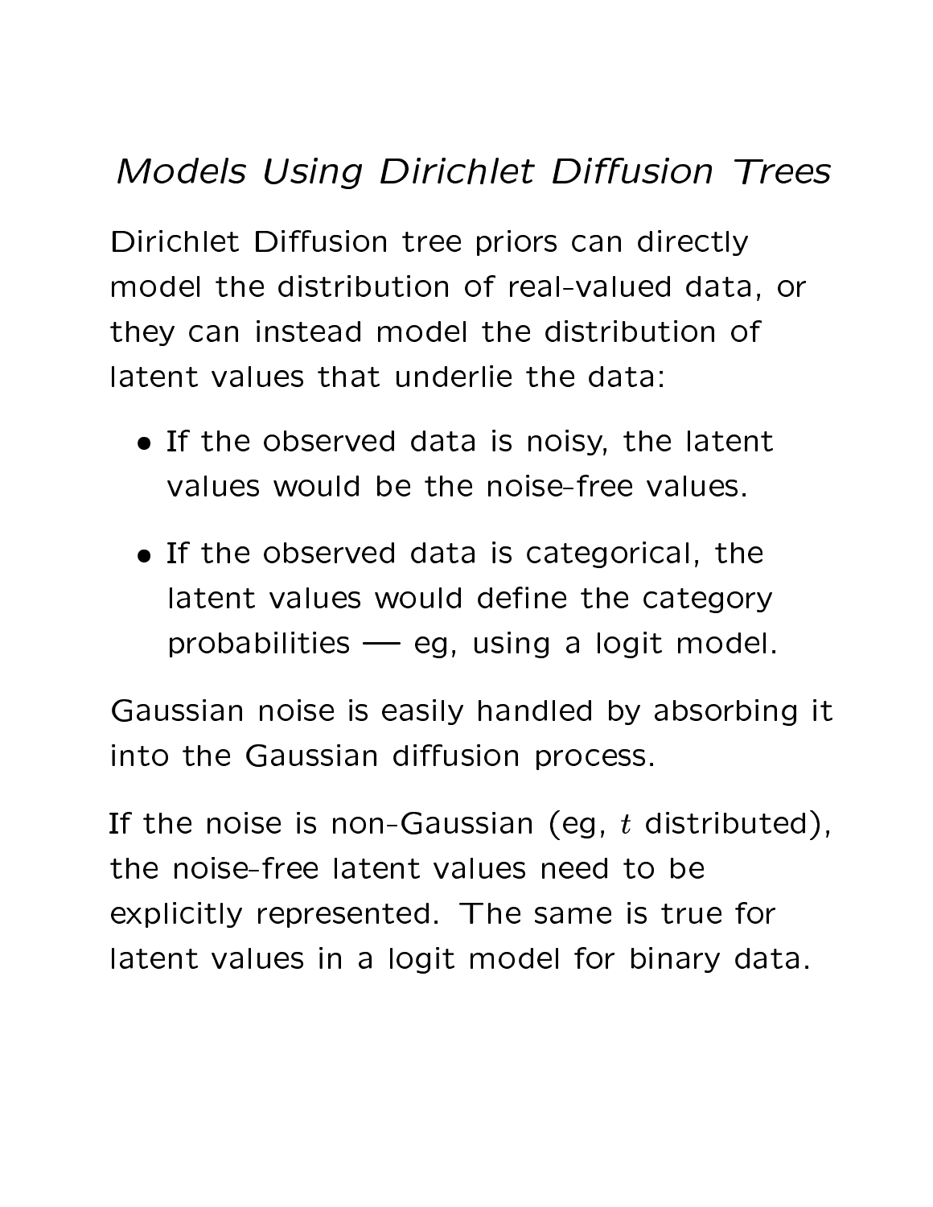# *Models Using Dirichlet Diffusion Trees*

Dirichlet Diffusion tree priors can directly model the distribution of real-valued data, or they can instead model the distribution of latent values that underlie the data:

- If the observed data is noisy, the latent values would be the noise-free values.
- If the observed data is categorical, the latent values would define the category probabilities — eg, using a logit model.

Gaussian noise is easily handled by absorbing it into the Gaussian diffusion process.

If the noise is non-Gaussian (eg, $t$ distributed), the noise-free latent values need to be explicitly represented. The same is true for latent values in a logit model for binary data.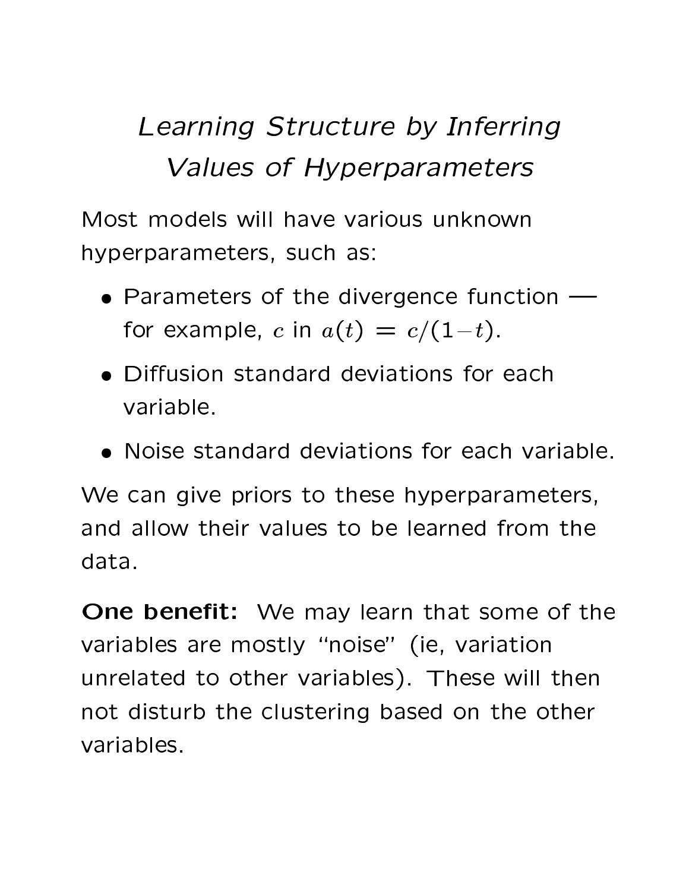# *Learning Structure by Inferring Values of Hyperparameters*

Most models will have various unknown hyperparameters, such as:

- Parameters of the divergence function — for example, $c$ in $a(t) = c/(1-t)$.
- Diffusion standard deviations for each variable.
- Noise standard deviations for each variable.

We can give priors to these hyperparameters, and allow their values to be learned from the data.

**One benefit:** We may learn that some of the variables are mostly "noise" (ie, variation unrelated to other variables). These will then not disturb the clustering based on the other variables.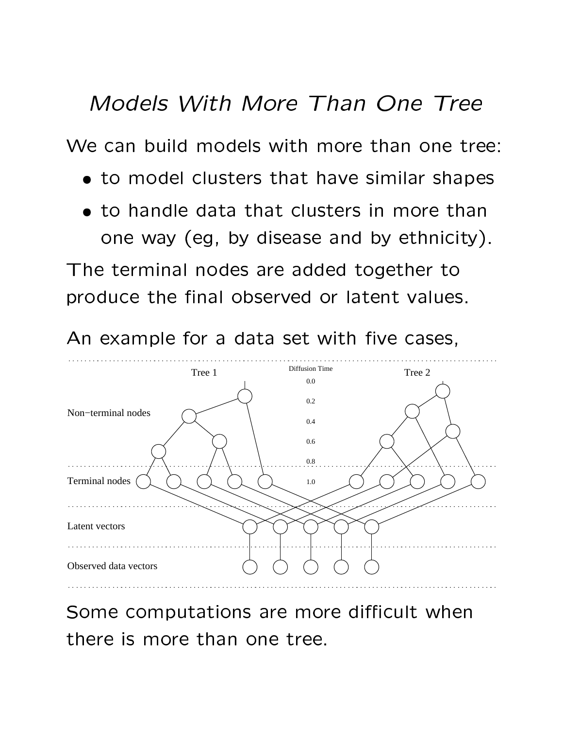# *Models With More Than One Tree*

We can build models with more than one tree:

- to model clusters that have similar shapes
- to handle data that clusters in more than one way (eg, by disease and by ethnicity).

The terminal nodes are added together to produce the final observed or latent values.

An example for a data set with five cases,

Tree 1 | Diffusion Time | Tree 2

Non−terminal nodes | 0.0, 0.2, 0.4, 0.6, 0.8

Terminal nodes | 1.0

Latent vectors

Observed data vectors

Some computations are more difficult when there is more than one tree.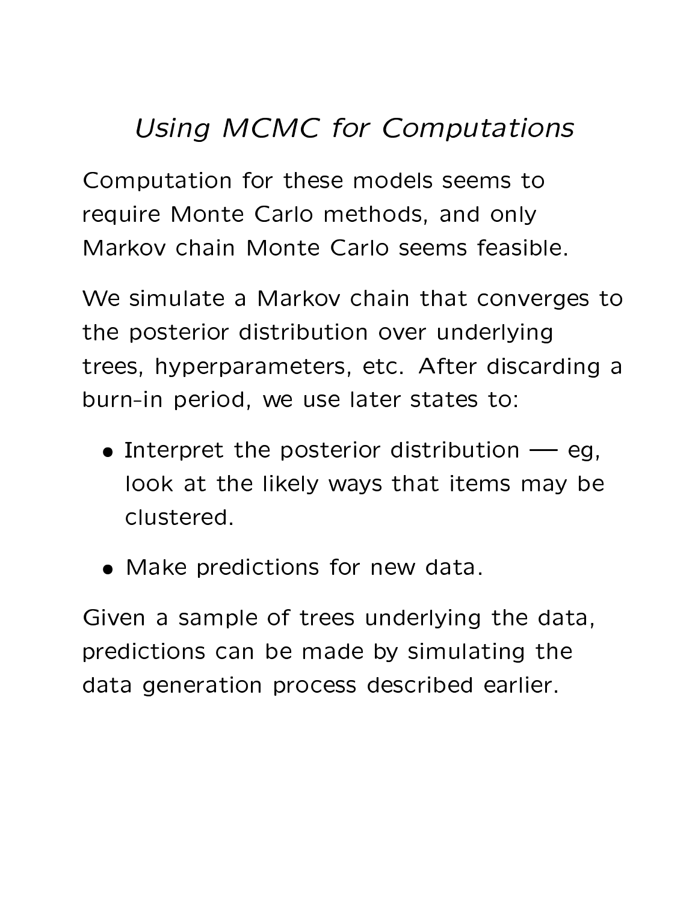# *Using MCMC for Computations*

Computation for these models seems to require Monte Carlo methods, and only Markov chain Monte Carlo seems feasible.

We simulate a Markov chain that converges to the posterior distribution over underlying trees, hyperparameters, etc. After discarding a burn-in period, we use later states to:

- Interpret the posterior distribution — eg, look at the likely ways that items may be clustered.
- Make predictions for new data.

Given a sample of trees underlying the data, predictions can be made by simulating the data generation process described earlier.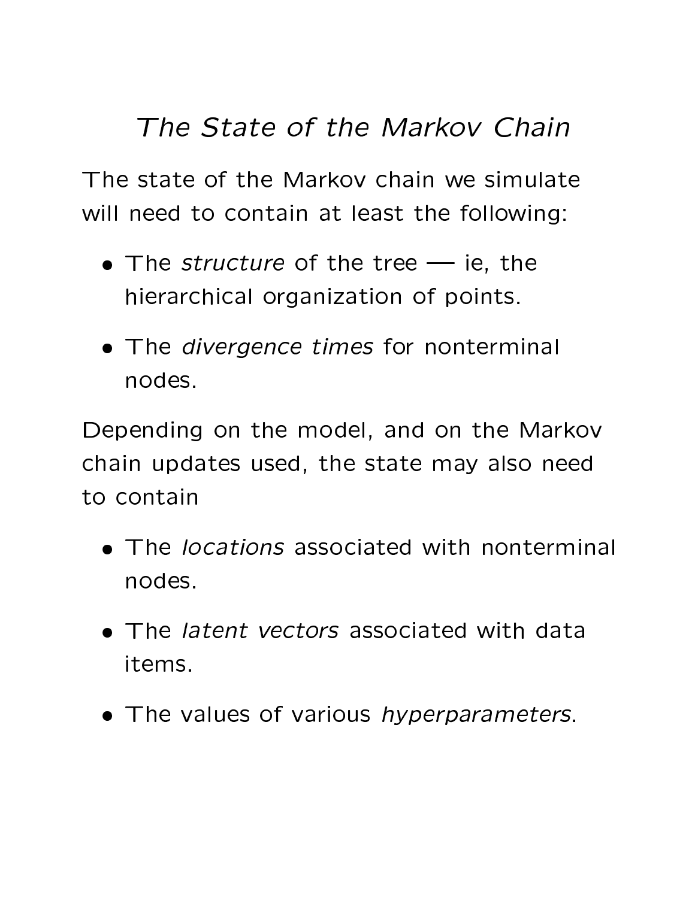# *The State of the Markov Chain*

The state of the Markov chain we simulate will need to contain at least the following:

- The *structure* of the tree — ie, the hierarchical organization of points.
- The *divergence times* for nonterminal nodes.

Depending on the model, and on the Markov chain updates used, the state may also need to contain

- The *locations* associated with nonterminal nodes.
- The *latent vectors* associated with data items.
- The values of various *hyperparameters*.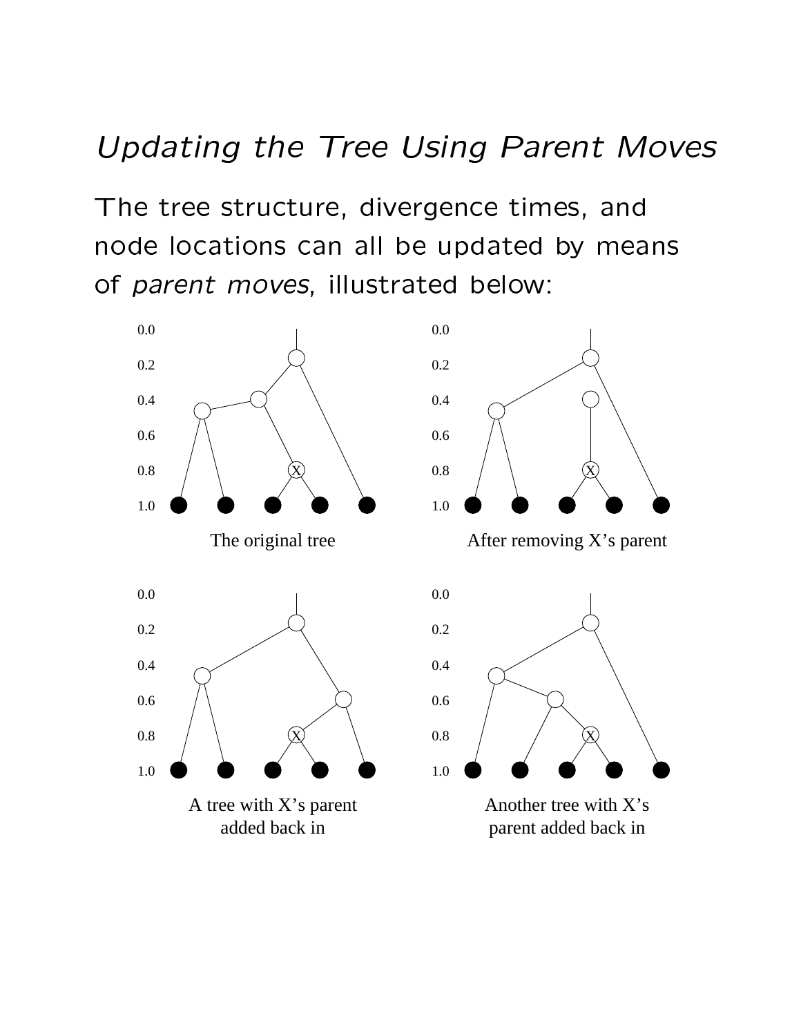# *Updating the Tree Using Parent Moves*

The tree structure, divergence times, and node locations can all be updated by means of *parent moves*, illustrated below:

The original tree

After removing X's parent

A tree with X's parent added back in

Another tree with X's parent added back in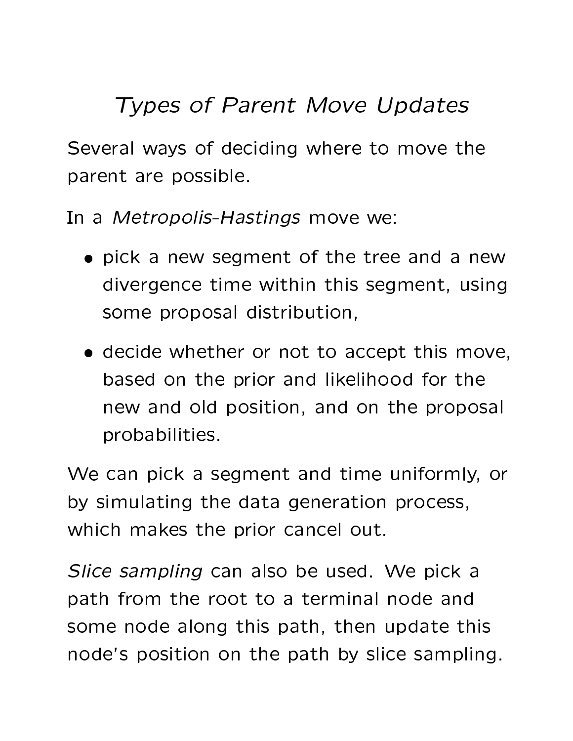# *Types of Parent Move Updates*

Several ways of deciding where to move the parent are possible.

In a *Metropolis–Hastings* move we:

- pick a new segment of the tree and a new divergence time within this segment, using some proposal distribution,
- decide whether or not to accept this move, based on the prior and likelihood for the new and old position, and on the proposal probabilities.

We can pick a segment and time uniformly, or by simulating the data generation process, which makes the prior cancel out.

*Slice sampling* can also be used. We pick a path from the root to a terminal node and some node along this path, then update this node's position on the path by slice sampling.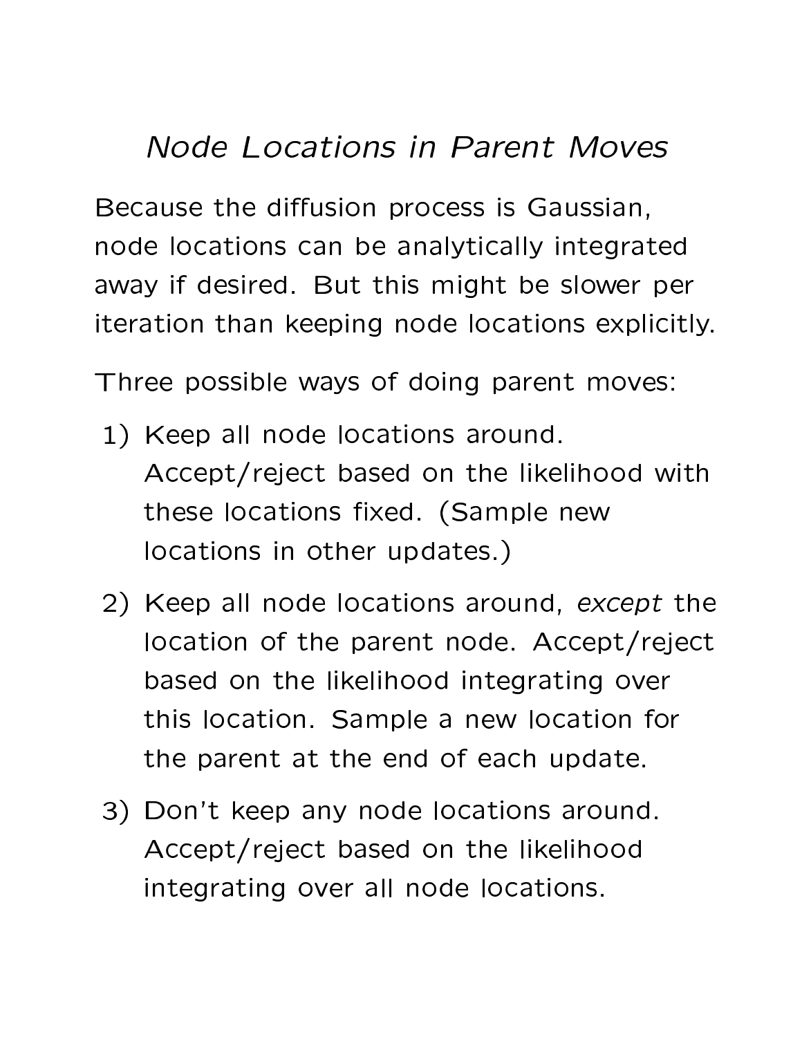# *Node Locations in Parent Moves*

Because the diffusion process is Gaussian, node locations can be analytically integrated away if desired. But this might be slower per iteration than keeping node locations explicitly.

Three possible ways of doing parent moves:

1) Keep all node locations around. Accept/reject based on the likelihood with these locations fixed. (Sample new locations in other updates.)

2) Keep all node locations around, *except* the location of the parent node. Accept/reject based on the likelihood integrating over this location. Sample a new location for the parent at the end of each update.

3) Don't keep any node locations around. Accept/reject based on the likelihood integrating over all node locations.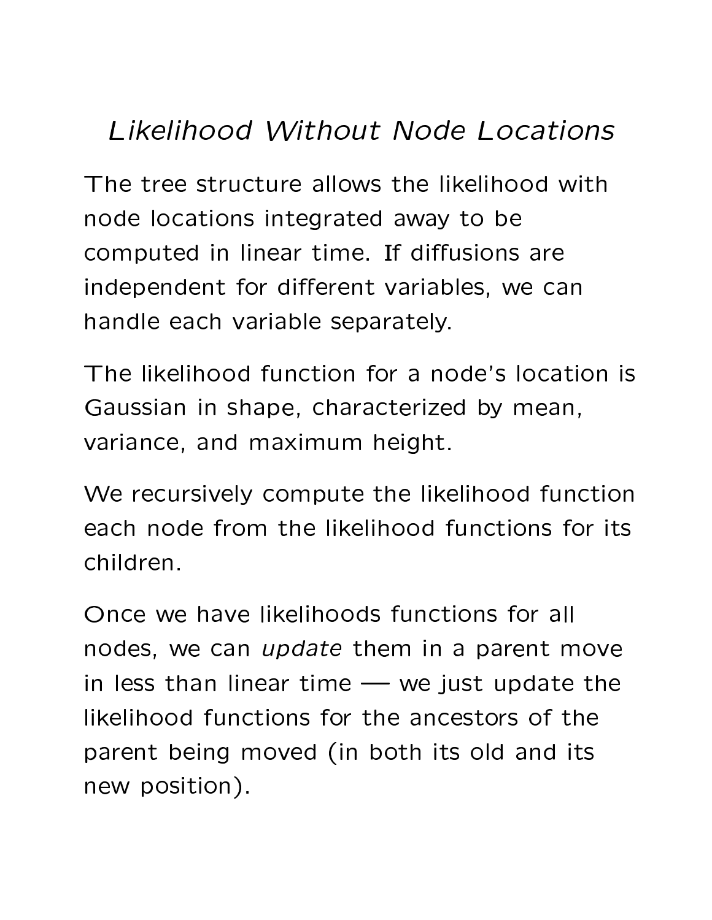# *Likelihood Without Node Locations*

The tree structure allows the likelihood with node locations integrated away to be computed in linear time. If diffusions are independent for different variables, we can handle each variable separately.

The likelihood function for a node's location is Gaussian in shape, characterized by mean, variance, and maximum height.

We recursively compute the likelihood function each node from the likelihood functions for its children.

Once we have likelihoods functions for all nodes, we can *update* them in a parent move in less than linear time — we just update the likelihood functions for the ancestors of the parent being moved (in both its old and its new position).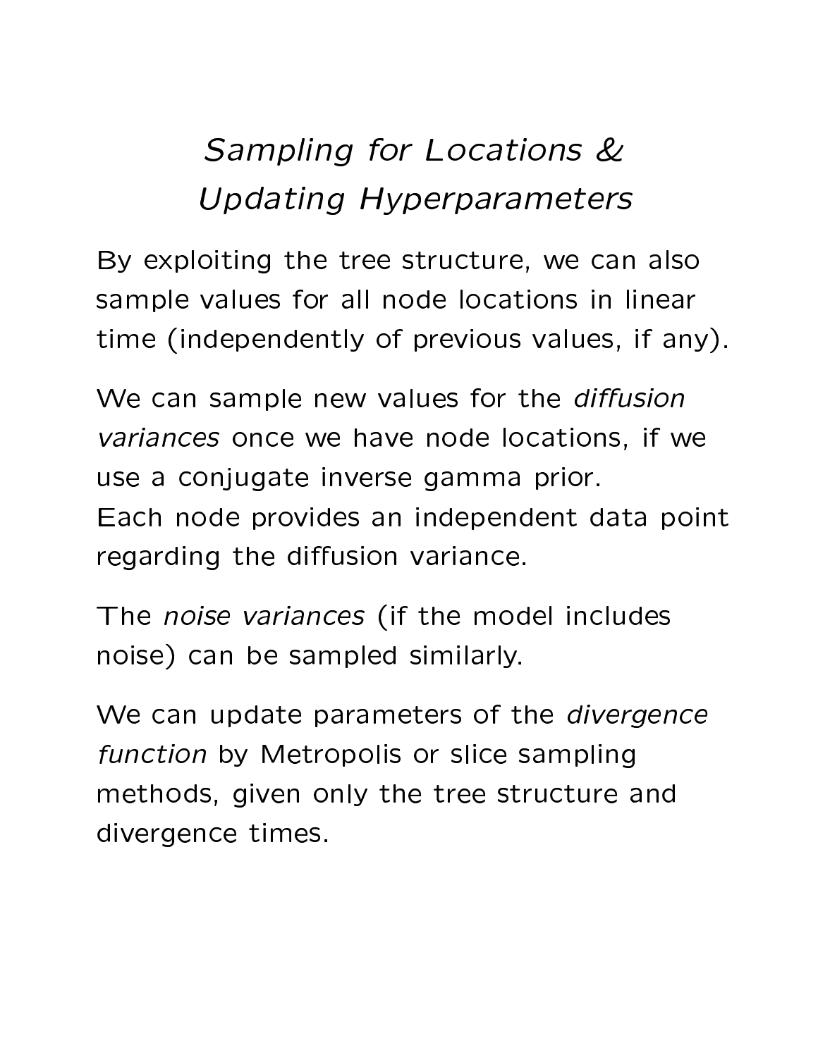# *Sampling for Locations & Updating Hyperparameters*

By exploiting the tree structure, we can also sample values for all node locations in linear time (independently of previous values, if any).

We can sample new values for the *diffusion variances* once we have node locations, if we use a conjugate inverse gamma prior. Each node provides an independent data point regarding the diffusion variance.

The *noise variances* (if the model includes noise) can be sampled similarly.

We can update parameters of the *divergence function* by Metropolis or slice sampling methods, given only the tree structure and divergence times.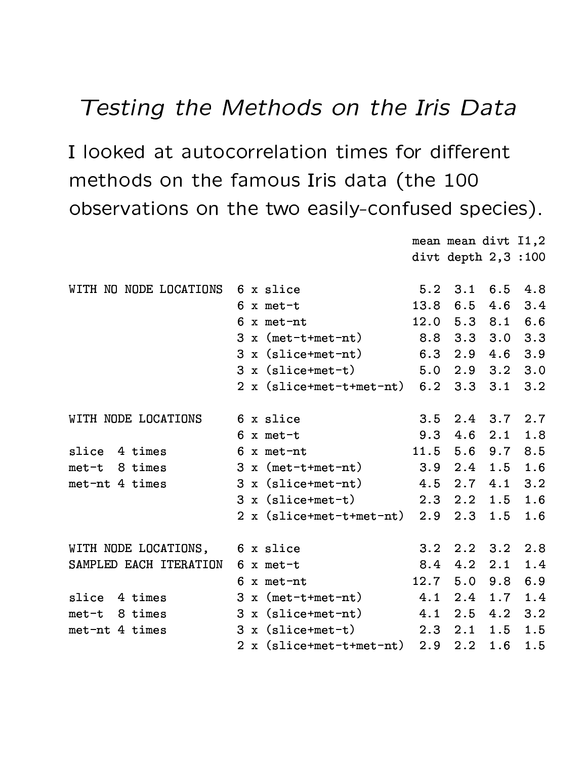# *Testing the Methods on the Iris Data*

I looked at autocorrelation times for different methods on the famous Iris data (the 100 observations on the two easily-confused species).

| | | mean divt | mean depth | divt 2,3 | I1,2 :100 |
|---|---|---|---|---|---|
| WITH NO NODE LOCATIONS | 6 x slice | 5.2 | 3.1 | 6.5 | 4.8 |
| | 6 x met-t | 13.8 | 6.5 | 4.6 | 3.4 |
| | 6 x met-nt | 12.0 | 5.3 | 8.1 | 6.6 |
| | 3 x (met-t+met-nt) | 8.8 | 3.3 | 3.0 | 3.3 |
| | 3 x (slice+met-nt) | 6.3 | 2.9 | 4.6 | 3.9 |
| | 3 x (slice+met-t) | 5.0 | 2.9 | 3.2 | 3.0 |
| | 2 x (slice+met-t+met-nt) | 6.2 | 3.3 | 3.1 | 3.2 |
| WITH NODE LOCATIONS | 6 x slice | 3.5 | 2.4 | 3.7 | 2.7 |
| | 6 x met-t | 9.3 | 4.6 | 2.1 | 1.8 |
| slice 4 times | 6 x met-nt | 11.5 | 5.6 | 9.7 | 8.5 |
| met-t 8 times | 3 x (met-t+met-nt) | 3.9 | 2.4 | 1.5 | 1.6 |
| met-nt 4 times | 3 x (slice+met-nt) | 4.5 | 2.7 | 4.1 | 3.2 |
| | 3 x (slice+met-t) | 2.3 | 2.2 | 1.5 | 1.6 |
| | 2 x (slice+met-t+met-nt) | 2.9 | 2.3 | 1.5 | 1.6 |
| WITH NODE LOCATIONS, | 6 x slice | 3.2 | 2.2 | 3.2 | 2.8 |
| SAMPLED EACH ITERATION | 6 x met-t | 8.4 | 4.2 | 2.1 | 1.4 |
| | 6 x met-nt | 12.7 | 5.0 | 9.8 | 6.9 |
| slice 4 times | 3 x (met-t+met-nt) | 4.1 | 2.4 | 1.7 | 1.4 |
| met-t 8 times | 3 x (slice+met-nt) | 4.1 | 2.5 | 4.2 | 3.2 |
| met-nt 4 times | 3 x (slice+met-t) | 2.3 | 2.1 | 1.5 | 1.5 |
| | 2 x (slice+met-t+met-nt) | 2.9 | 2.2 | 1.6 | 1.5 |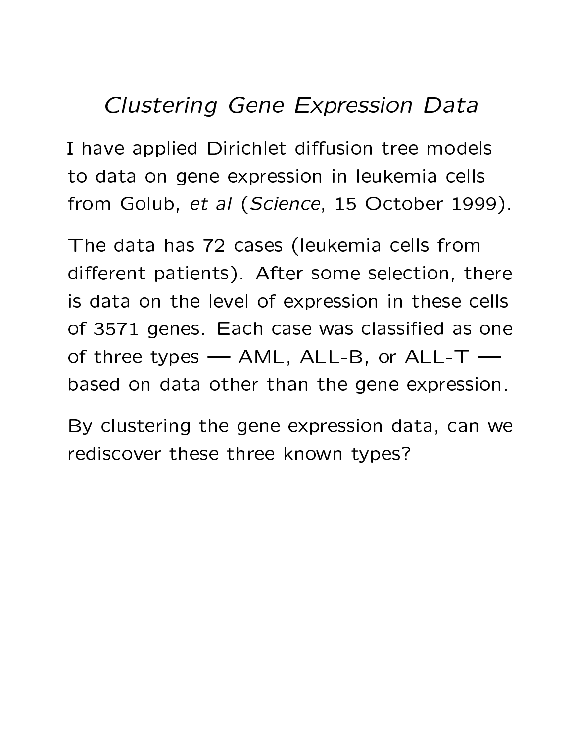# *Clustering Gene Expression Data*

I have applied Dirichlet diffusion tree models to data on gene expression in leukemia cells from Golub, *et al* (*Science*, 15 October 1999).

The data has 72 cases (leukemia cells from different patients). After some selection, there is data on the level of expression in these cells of 3571 genes. Each case was classified as one of three types — AML, ALL-B, or ALL-T — based on data other than the gene expression.

By clustering the gene expression data, can we rediscover these three known types?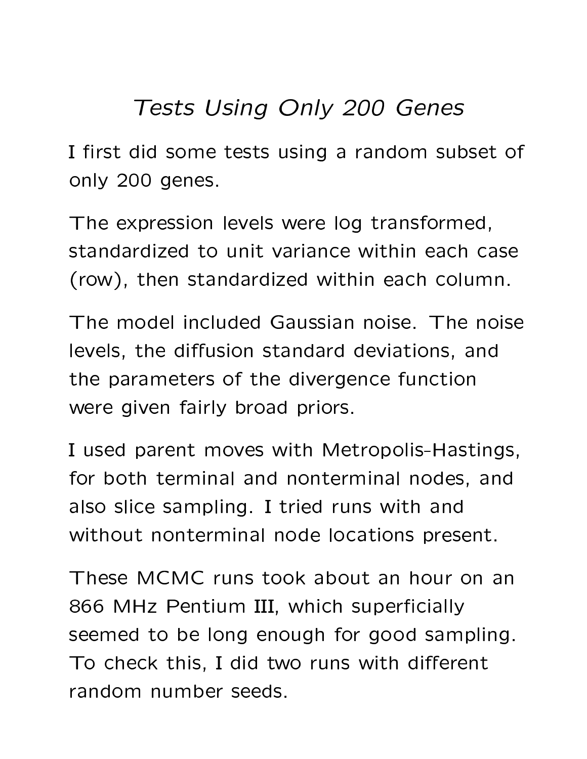# *Tests Using Only 200 Genes*

I first did some tests using a random subset of only 200 genes.

The expression levels were log transformed, standardized to unit variance within each case (row), then standardized within each column.

The model included Gaussian noise. The noise levels, the diffusion standard deviations, and the parameters of the divergence function were given fairly broad priors.

I used parent moves with Metropolis-Hastings, for both terminal and nonterminal nodes, and also slice sampling. I tried runs with and without nonterminal node locations present.

These MCMC runs took about an hour on an 866 MHz Pentium III, which superficially seemed to be long enough for good sampling. To check this, I did two runs with different random number seeds.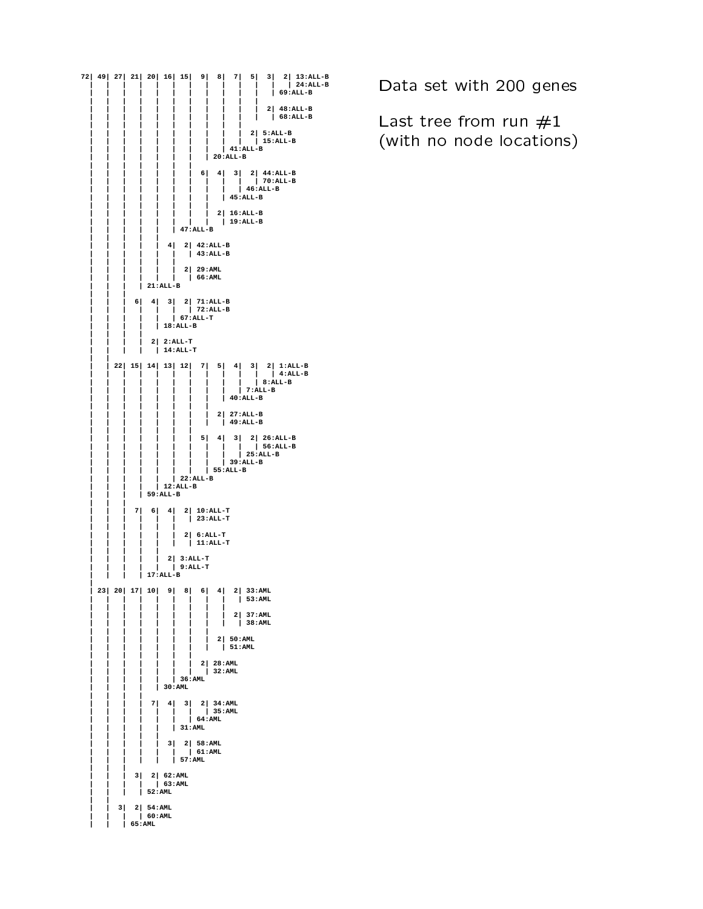```
72| 49| 27| 21| 20| 16| 15|  9|  8|  7|  5|  3|  2| 13:ALL-B
 |   |   |   |   |   |   |   |   |   |   |   |   | 24:ALL-B
 |   |   |   |   |   |   |   |   |   |   |   | 69:ALL-B
 |   |   |   |   |   |   |   |   |   |   |
 |   |   |   |   |   |   |   |   |   |   |  2| 48:ALL-B
 |   |   |   |   |   |   |   |   |   |   |   | 68:ALL-B
 |   |   |   |   |   |   |   |   |   |
 |   |   |   |   |   |   |   |   |   |  2| 5:ALL-B
 |   |   |   |   |   |   |   |   |   |   | 15:ALL-B
 |   |   |   |   |   |   |   |   |   | 41:ALL-B
 |   |   |   |   |   |   |   |   | 20:ALL-B
 |   |   |   |   |   |   |   |
 |   |   |   |   |   |   |   |  6|  4|  3|  2| 44:ALL-B
 |   |   |   |   |   |   |   |   |   |   |   | 70:ALL-B
 |   |   |   |   |   |   |   |   |   |   | 46:ALL-B
 |   |   |   |   |   |   |   |   |   | 45:ALL-B
 |   |   |   |   |   |   |   |   |
 |   |   |   |   |   |   |   |   |  2| 16:ALL-B
 |   |   |   |   |   |   |   |   |   | 19:ALL-B
 |   |   |   |   |   |   | 47:ALL-B
 |   |   |   |   |   |
 |   |   |   |   |   |  4|  2| 42:ALL-B
 |   |   |   |   |   |   |   | 43:ALL-B
 |   |   |   |   |   |   |
 |   |   |   |   |   |   |  2| 29:AML
 |   |   |   |   |   |   |   | 66:AML
 |   |   |   |   | 21:ALL-B
 |   |   |   |
 |   |   |  6|  4|  3|  2| 71:ALL-B
 |   |   |   |   |   |   | 72:ALL-B
 |   |   |   |   |   | 67:ALL-T
 |   |   |   |   | 18:ALL-B
 |   |   |   |
 |   |   |   |  2| 2:ALL-T
 |   |   |   |   | 14:ALL-T
 |   |
 |   | 22| 15| 14| 13| 12|  7|  5|  4|  3|  2| 1:ALL-B
 |   |   |   |   |   |   |   |   |   |   |   | 4:ALL-B
 |   |   |   |   |   |   |   |   |   |   | 8:ALL-B
 |   |   |   |   |   |   |   |   |   | 7:ALL-B
 |   |   |   |   |   |   |   |   | 40:ALL-B
 |   |   |   |   |   |   |   |
 |   |   |   |   |   |   |   |  2| 27:ALL-B
 |   |   |   |   |   |   |   |   | 49:ALL-B
 |   |   |   |   |   |   |
 |   |   |   |   |   |   |  5|  4|  3|  2| 26:ALL-B
 |   |   |   |   |   |   |   |   |   |   | 56:ALL-B
 |   |   |   |   |   |   |   |   |   | 25:ALL-B
 |   |   |   |   |   |   |   |   | 39:ALL-B
 |   |   |   |   |   |   |   | 55:ALL-B
 |   |   |   |   |   |   | 22:ALL-B
 |   |   |   |   |   | 12:ALL-B
 |   |   |   |   | 59:ALL-B
 |   |   |   |
 |   |   |  7|  6|  4|  2| 10:ALL-T
 |   |   |   |   |   |   | 23:ALL-T
 |   |   |   |   |   |
 |   |   |   |   |   |  2| 6:ALL-T
 |   |   |   |   |   |   | 11:ALL-T
 |   |   |   |   |
 |   |   |   |   |  2| 3:ALL-T
 |   |   |   |   |   | 9:ALL-T
 |   |   |   | 17:ALL-B
 |
 | 23| 20| 17| 10|  9|  8|  6|  4|  2| 33:AML
 |   |   |   |   |   |   |   |   |   | 53:AML
 |   |   |   |   |   |   |   |   |
 |   |   |   |   |   |   |   |   |  2| 37:AML
 |   |   |   |   |   |   |   |   |   | 38:AML
 |   |   |   |   |   |   |   |
 |   |   |   |   |   |   |   |  2| 50:AML
 |   |   |   |   |   |   |   |   | 51:AML
 |   |   |   |   |   |   |
 |   |   |   |   |   |   |  2| 28:AML
 |   |   |   |   |   |   |   | 32:AML
 |   |   |   |   |   |   | 36:AML
 |   |   |   |   |   | 30:AML
 |   |   |   |   |
 |   |   |   |   |  7|  4|  3|  2| 34:AML
 |   |   |   |   |   |   |   |   | 35:AML
 |   |   |   |   |   |   |   | 64:AML
 |   |   |   |   |   |   | 31:AML
 |   |   |   |   |   |
 |   |   |   |   |   |  3|  2| 58:AML
 |   |   |   |   |   |   |   | 61:AML
 |   |   |   |   |   |   | 57:AML
 |   |   |   |
 |   |   |  3|  2| 62:AML
 |   |   |   |   | 63:AML
 |   |   |   | 52:AML
 |   |
 |   |  3|  2| 54:AML
 |   |   |   | 60:AML
 |   |   | 65:AML
```

Data set with 200 genes

Last tree from run #1 (with no node locations)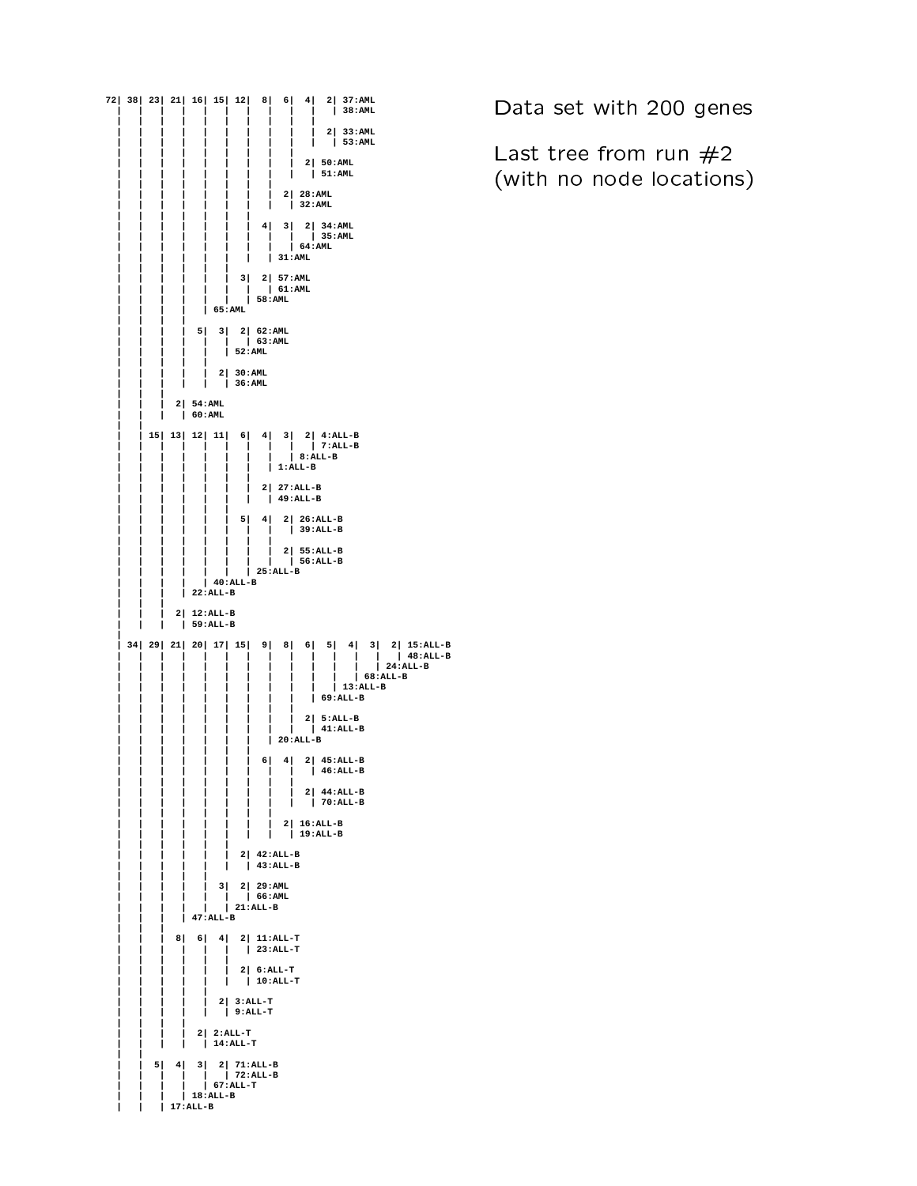```
72| 38| 23| 21| 16| 15| 12|  8|  6|  4|  2| 37:AML
 |   |   |   |   |   |   |   |   |   |   | 38:AML
 |   |   |   |   |   |   |   |   |   |
 |   |   |   |   |   |   |   |   |   |  2| 33:AML
 |   |   |   |   |   |   |   |   |   |   | 53:AML
 |   |   |   |   |   |   |   |   |
 |   |   |   |   |   |   |   |   |  2| 50:AML
 |   |   |   |   |   |   |   |   |   | 51:AML
 |   |   |   |   |   |   |   |
 |   |   |   |   |   |   |   |  2| 28:AML
 |   |   |   |   |   |   |   |   | 32:AML
 |   |   |   |   |   |   |
 |   |   |   |   |   |   |  4|  3|  2| 34:AML
 |   |   |   |   |   |   |   |   |   | 35:AML
 |   |   |   |   |   |   |   |   | 64:AML
 |   |   |   |   |   |   |   | 31:AML
 |   |   |   |   |   |
 |   |   |   |   |   |  3|  2| 57:AML
 |   |   |   |   |   |   |   | 61:AML
 |   |   |   |   |   |   | 58:AML
 |   |   |   |   |   | 65:AML
 |   |   |   |   |
 |   |   |   |  5|  3|  2| 62:AML
 |   |   |   |   |   |   | 63:AML
 |   |   |   |   |   | 52:AML
 |   |   |   |   |
 |   |   |   |   |  2| 30:AML
 |   |   |   |   |   | 36:AML
 |   |   |
 |   |   |  2| 54:AML
 |   |   |   | 60:AML
 |   |
 |   | 15| 13| 12| 11|  6|  4|  3|  2| 4:ALL-B
 |   |   |   |   |   |   |   |   |   | 7:ALL-B
 |   |   |   |   |   |   |   |   | 8:ALL-B
 |   |   |   |   |   |   |   | 1:ALL-B
 |   |   |   |   |   |   |
 |   |   |   |   |   |   |  2| 27:ALL-B
 |   |   |   |   |   |   |   | 49:ALL-B
 |   |   |   |   |   |
 |   |   |   |   |   |  5|  4|  2| 26:ALL-B
 |   |   |   |   |   |   |   |   | 39:ALL-B
 |   |   |   |   |   |   |   |
 |   |   |   |   |   |   |   |  2| 55:ALL-B
 |   |   |   |   |   |   |   |   | 56:ALL-B
 |   |   |   |   |   |   | 25:ALL-B
 |   |   |   |   |   | 40:ALL-B
 |   |   |   |   | 22:ALL-B
 |   |   |   |
 |   |   |  2| 12:ALL-B
 |   |   |   | 59:ALL-B
 |
 | 34| 29| 21| 20| 17| 15|  9|  8|  6|  5|  4|  3|  2| 15:ALL-B
 |   |   |   |   |   |   |   |   |   |   |   |   |   | 48:ALL-B
 |   |   |   |   |   |   |   |   |   |   |   |   | 24:ALL-B
 |   |   |   |   |   |   |   |   |   |   |   | 68:ALL-B
 |   |   |   |   |   |   |   |   |   |   | 13:ALL-B
 |   |   |   |   |   |   |   |   |   | 69:ALL-B
 |   |   |   |   |   |   |   |   |
 |   |   |   |   |   |   |   |   |  2| 5:ALL-B
 |   |   |   |   |   |   |   |   |   | 41:ALL-B
 |   |   |   |   |   |   |   | 20:ALL-B
 |   |   |   |   |   |   |
 |   |   |   |   |   |   |  6|  4|  2| 45:ALL-B
 |   |   |   |   |   |   |   |   |   | 46:ALL-B
 |   |   |   |   |   |   |   |   |
 |   |   |   |   |   |   |   |   |  2| 44:ALL-B
 |   |   |   |   |   |   |   |   |   | 70:ALL-B
 |   |   |   |   |   |   |   |
 |   |   |   |   |   |   |   |  2| 16:ALL-B
 |   |   |   |   |   |   |   |   | 19:ALL-B
 |   |   |   |   |   |   |
 |   |   |   |   |   |  2| 42:ALL-B
 |   |   |   |   |   |   | 43:ALL-B
 |   |   |   |   |
 |   |   |   |   |  3|  2| 29:AML
 |   |   |   |   |   |   | 66:AML
 |   |   |   |   |   | 21:ALL-B
 |   |   |   | 47:ALL-B
 |   |   |
 |   |   |  8|  6|  4|  2| 11:ALL-T
 |   |   |   |   |   |   | 23:ALL-T
 |   |   |   |   |   |
 |   |   |   |   |   |  2| 6:ALL-T
 |   |   |   |   |   |   | 10:ALL-T
 |   |   |   |   |
 |   |   |   |   |  2| 3:ALL-T
 |   |   |   |   |   | 9:ALL-T
 |   |   |   |
 |   |   |   |  2| 2:ALL-T
 |   |   |   |   | 14:ALL-T
 |   |
 |   |  5|  4|  3|  2| 71:ALL-B
 |   |   |   |   |   | 72:ALL-B
 |   |   |   |   | 67:ALL-T
 |   |   |   | 18:ALL-B
 |   |   | 17:ALL-B
```

Data set with 200 genes

Last tree from run #2
(with no node locations)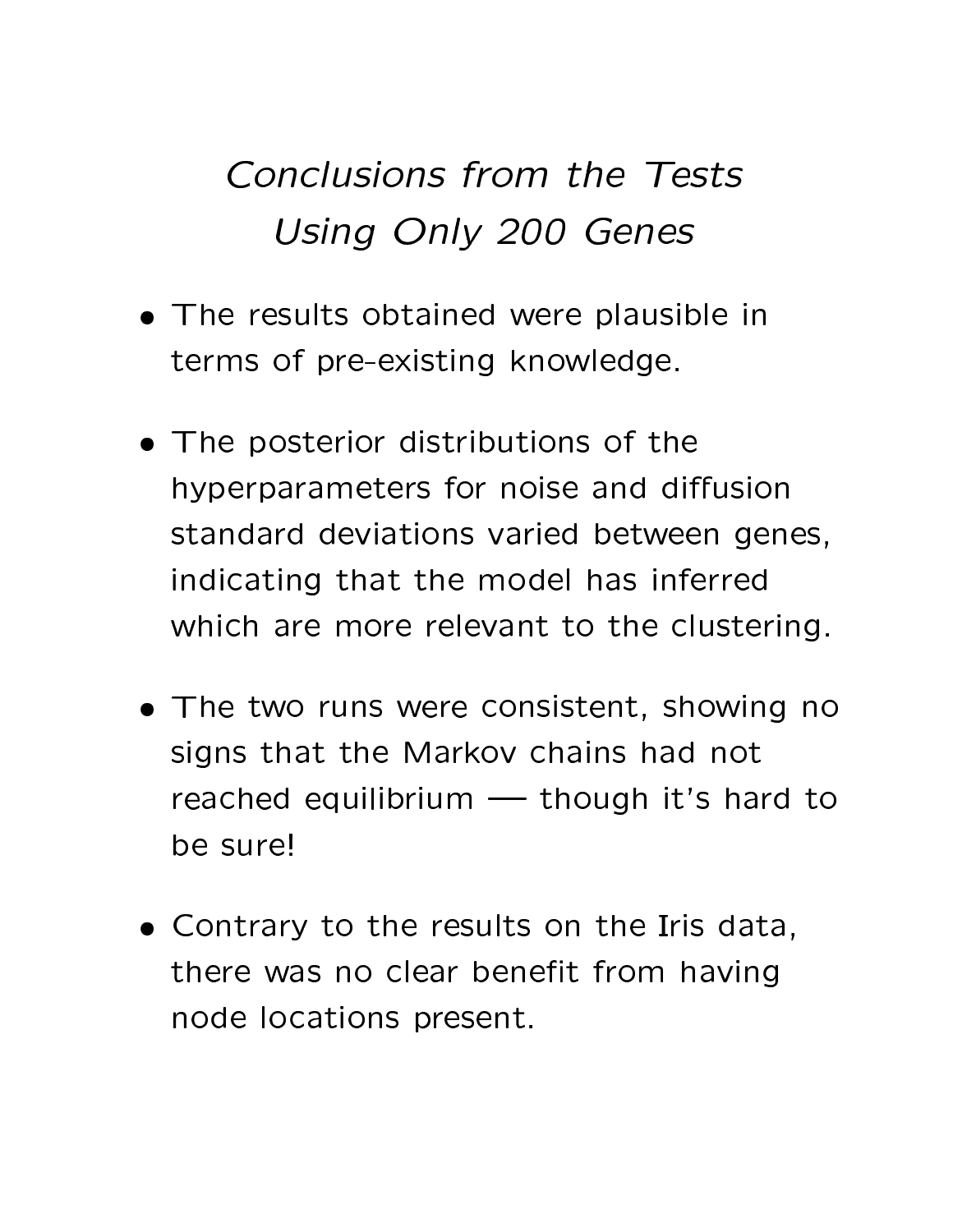# *Conclusions from the Tests Using Only 200 Genes*

- The results obtained were plausible in terms of pre-existing knowledge.

- The posterior distributions of the hyperparameters for noise and diffusion standard deviations varied between genes, indicating that the model has inferred which are more relevant to the clustering.

- The two runs were consistent, showing no signs that the Markov chains had not reached equilibrium — though it's hard to be sure!

- Contrary to the results on the Iris data, there was no clear benefit from having node locations present.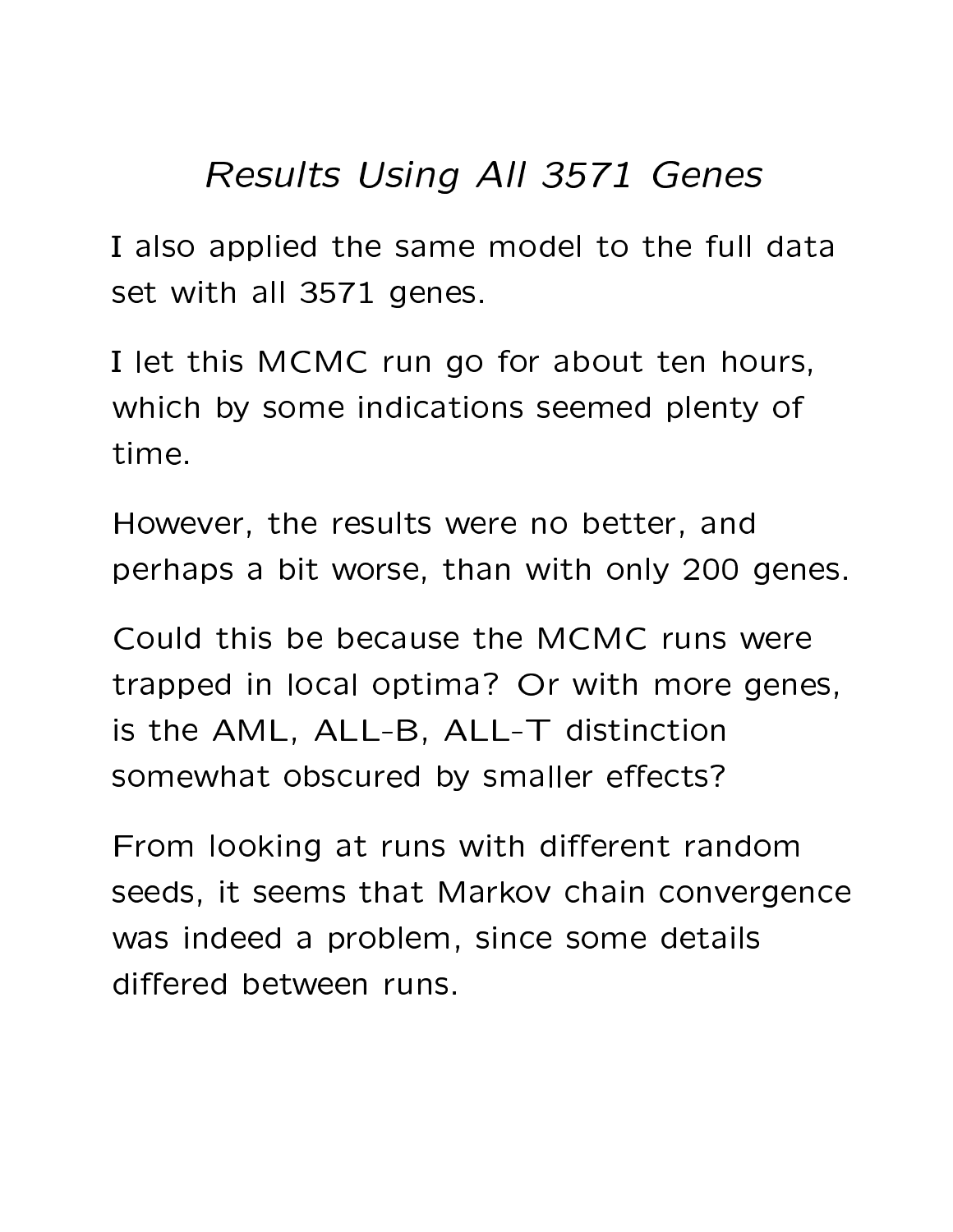## *Results Using All 3571 Genes*

I also applied the same model to the full data set with all 3571 genes.

I let this MCMC run go for about ten hours, which by some indications seemed plenty of time.

However, the results were no better, and perhaps a bit worse, than with only 200 genes.

Could this be because the MCMC runs were trapped in local optima? Or with more genes, is the AML, ALL-B, ALL-T distinction somewhat obscured by smaller effects?

From looking at runs with different random seeds, it seems that Markov chain convergence was indeed a problem, since some details differed between runs.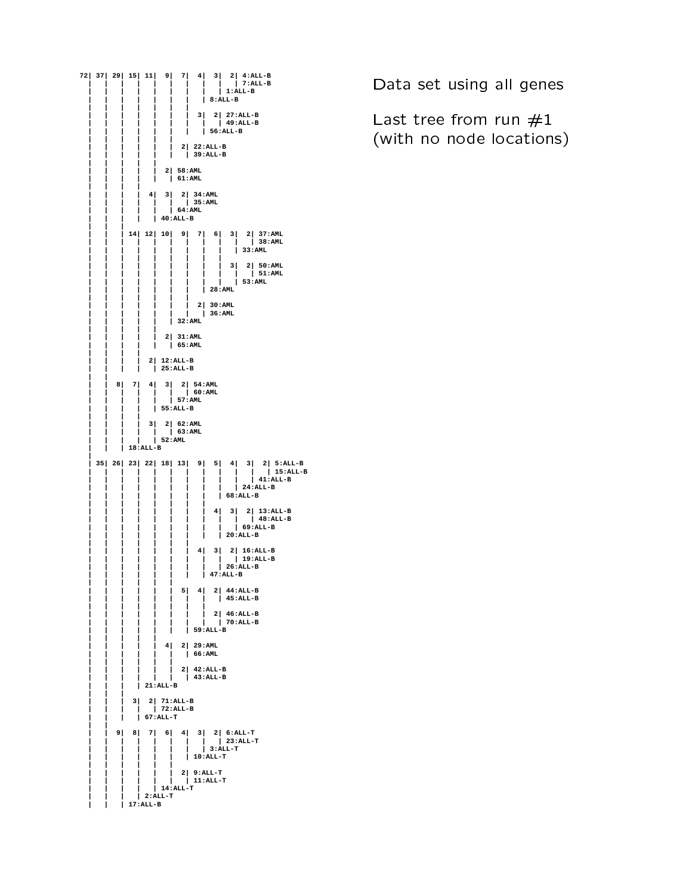```
72| 37| 29| 15| 11|  9|  7|  4|  3|  2| 4:ALL-B
 |   |   |   |   |   |   |   |   |   | 7:ALL-B
 |   |   |   |   |   |   |   |   | 1:ALL-B
 |   |   |   |   |   |   |   | 8:ALL-B
 |   |   |   |   |   |   |
 |   |   |   |   |   |   |  3|  2| 27:ALL-B
 |   |   |   |   |   |   |   |   | 49:ALL-B
 |   |   |   |   |   |   |   | 56:ALL-B
 |   |   |   |   |   |   |
 |   |   |   |   |   |  2| 22:ALL-B
 |   |   |   |   |   |   | 39:ALL-B
 |   |   |   |   |   |
 |   |   |   |   |  2| 58:AML
 |   |   |   |   |   | 61:AML
 |   |   |   |   |
 |   |   |   |  4|  3|  2| 34:AML
 |   |   |   |   |   |   | 35:AML
 |   |   |   |   |   | 64:AML
 |   |   |   |   | 40:ALL-B
 |   |   |   |
 |   |   | 14| 12| 10|  9|  7|  6|  3|  2| 37:AML
 |   |   |   |   |   |   |   |   |   |   | 38:AML
 |   |   |   |   |   |   |   |   |   | 33:AML
 |   |   |   |   |   |   |   |   |
 |   |   |   |   |   |   |   |   |  3|  2| 50:AML
 |   |   |   |   |   |   |   |   |   |   | 51:AML
 |   |   |   |   |   |   |   |   |   | 53:AML
 |   |   |   |   |   |   |   |   | 28:AML
 |   |   |   |   |   |   |   |
 |   |   |   |   |   |   |   |  2| 30:AML
 |   |   |   |   |   |   |   |   | 36:AML
 |   |   |   |   |   |   |   | 32:AML
 |   |   |   |   |   |   |
 |   |   |   |   |   |  2| 31:AML
 |   |   |   |   |   |   | 65:AML
 |   |   |   |   |
 |   |   |   |  2| 12:ALL-B
 |   |   |   |   | 25:ALL-B
 |   |   |
 |   |  8|  7|  4|  3|  2| 54:AML
 |   |   |   |   |   |   | 60:AML
 |   |   |   |   |   | 57:AML
 |   |   |   |   | 55:ALL-B
 |   |   |   |
 |   |   |   |  3|  2| 62:AML
 |   |   |   |   |   | 63:AML
 |   |   |   |   | 52:AML
 |   |   | 18:ALL-B
 |
 | 35| 26| 23| 22| 18| 13|  9|  5|  4|  3|  2| 5:ALL-B
 |   |   |   |   |   |   |   |   |   |   |   | 15:ALL-B
 |   |   |   |   |   |   |   |   |   |   | 41:ALL-B
 |   |   |   |   |   |   |   |   |   | 24:ALL-B
 |   |   |   |   |   |   |   |   | 68:ALL-B
 |   |   |   |   |   |   |   |
 |   |   |   |   |   |   |   |  4|  3|  2| 13:ALL-B
 |   |   |   |   |   |   |   |   |   |   | 48:ALL-B
 |   |   |   |   |   |   |   |   |   | 69:ALL-B
 |   |   |   |   |   |   |   |   | 20:ALL-B
 |   |   |   |   |   |   |
 |   |   |   |   |   |   |  4|  3|  2| 16:ALL-B
 |   |   |   |   |   |   |   |   |   | 19:ALL-B
 |   |   |   |   |   |   |   |   | 26:ALL-B
 |   |   |   |   |   |   |   | 47:ALL-B
 |   |   |   |   |   |
 |   |   |   |   |   |  5|  4|  2| 44:ALL-B
 |   |   |   |   |   |   |   |   | 45:ALL-B
 |   |   |   |   |   |   |   |
 |   |   |   |   |   |   |   |  2| 46:ALL-B
 |   |   |   |   |   |   |   |   | 70:ALL-B
 |   |   |   |   |   |   | 59:ALL-B
 |   |   |   |   |   |
 |   |   |   |   |  4|  2| 29:AML
 |   |   |   |   |   |   | 66:AML
 |   |   |   |   |   |
 |   |   |   |   |   |  2| 42:ALL-B
 |   |   |   |   |   |   | 43:ALL-B
 |   |   |   |   | 21:ALL-B
 |   |   |   |
 |   |   |  3|  2| 71:ALL-B
 |   |   |   |   | 72:ALL-B
 |   |   |   | 67:ALL-T
 |   |   |
 |   |  9|  8|  7|  6|  4|  3|  2| 6:ALL-T
 |   |   |   |   |   |   |   |   | 23:ALL-T
 |   |   |   |   |   |   |   | 3:ALL-T
 |   |   |   |   |   |   | 10:ALL-T
 |   |   |   |   |   |
 |   |   |   |   |   |  2| 9:ALL-T
 |   |   |   |   |   |   | 11:ALL-T
 |   |   |   |   | 14:ALL-T
 |   |   |   | 2:ALL-T
 |   |   | 17:ALL-B
```

Data set using all genes

Last tree from run #1
(with no node locations)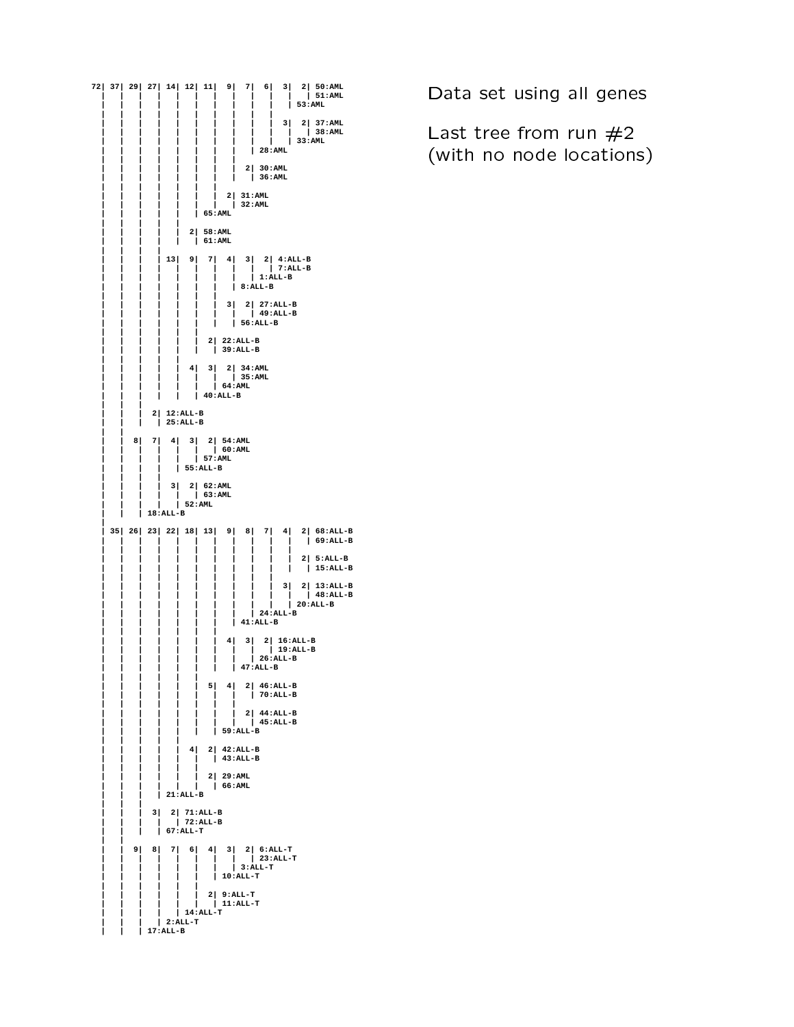Data set using all genes

Last tree from run #2
(with no node locations)

```
72| 37| 29| 27| 14| 12| 11|  9|  7|  6|  3|  2| 50:AML
  |   |   |   |   |   |   |   |   |   |   |   | 51:AML
  |   |   |   |   |   |   |   |   |   |   | 53:AML
  |   |   |   |   |   |   |   |   |   |
  |   |   |   |   |   |   |   |   |   |  3|  2| 37:AML
  |   |   |   |   |   |   |   |   |   |   |   | 38:AML
  |   |   |   |   |   |   |   |   |   |   | 33:AML
  |   |   |   |   |   |   |   |   | 28:AML
  |   |   |   |   |   |   |   |
  |   |   |   |   |   |   |   |  2| 30:AML
  |   |   |   |   |   |   |   |   | 36:AML
  |   |   |   |   |   |   |
  |   |   |   |   |   |   |  2| 31:AML
  |   |   |   |   |   |   |   | 32:AML
  |   |   |   |   |   | 65:AML
  |   |   |   |   |
  |   |   |   |   |  2| 58:AML
  |   |   |   |   |   | 61:AML
  |   |   |   |
  |   |   |   | 13|  9|  7|  4|  3|  2| 4:ALL-B
  |   |   |   |   |   |   |   |   |   | 7:ALL-B
  |   |   |   |   |   |   |   |   | 1:ALL-B
  |   |   |   |   |   |   |   | 8:ALL-B
  |   |   |   |   |   |   |
  |   |   |   |   |   |   |  3|  2| 27:ALL-B
  |   |   |   |   |   |   |   |   | 49:ALL-B
  |   |   |   |   |   |   |   | 56:ALL-B
  |   |   |   |   |   |
  |   |   |   |   |   |  2| 22:ALL-B
  |   |   |   |   |   |   | 39:ALL-B
  |   |   |   |   |
  |   |   |   |   |  4|  3|  2| 34:AML
  |   |   |   |   |   |   |   | 35:AML
  |   |   |   |   |   |   | 64:AML
  |   |   |   |   |   | 40:ALL-B
  |   |   |
  |   |   |  2| 12:ALL-B
  |   |   |   | 25:ALL-B
  |   |
  |   |  8|  7|  4|  3|  2| 54:AML
  |   |   |   |   |   |   | 60:AML
  |   |   |   |   |   | 57:AML
  |   |   |   |   | 55:ALL-B
  |   |   |   |
  |   |   |   |  3|  2| 62:AML
  |   |   |   |   |   | 63:AML
  |   |   |   |   | 52:AML
  |   |   | 18:ALL-B
  |
  | 35| 26| 23| 22| 18| 13|  9|  8|  7|  4|  2| 68:ALL-B
  |   |   |   |   |   |   |   |   |   |   |   | 69:ALL-B
  |   |   |   |   |   |   |   |   |   |   |
  |   |   |   |   |   |   |   |   |   |   |  2| 5:ALL-B
  |   |   |   |   |   |   |   |   |   |   |   | 15:ALL-B
  |   |   |   |   |   |   |   |   |   |
  |   |   |   |   |   |   |   |   |   |  3|  2| 13:ALL-B
  |   |   |   |   |   |   |   |   |   |   |   | 48:ALL-B
  |   |   |   |   |   |   |   |   |   |   | 20:ALL-B
  |   |   |   |   |   |   |   |   | 24:ALL-B
  |   |   |   |   |   |   |   | 41:ALL-B
  |   |   |   |   |   |   |
  |   |   |   |   |   |   |  4|  3|  2| 16:ALL-B
  |   |   |   |   |   |   |   |   |   | 19:ALL-B
  |   |   |   |   |   |   |   |   | 26:ALL-B
  |   |   |   |   |   |   |   | 47:ALL-B
  |   |   |   |   |   |
  |   |   |   |   |   |  5|  4|  2| 46:ALL-B
  |   |   |   |   |   |   |   |   | 70:ALL-B
  |   |   |   |   |   |   |   |
  |   |   |   |   |   |   |   |  2| 44:ALL-B
  |   |   |   |   |   |   |   |   | 45:ALL-B
  |   |   |   |   |   |   | 59:ALL-B
  |   |   |   |   |
  |   |   |   |   |  4|  2| 42:ALL-B
  |   |   |   |   |   |   | 43:ALL-B
  |   |   |   |   |   |
  |   |   |   |   |   |  2| 29:AML
  |   |   |   |   |   |   | 66:AML
  |   |   |   | 21:ALL-B
  |   |   |
  |   |   |  3|  2| 71:ALL-B
  |   |   |   |   | 72:ALL-B
  |   |   |   | 67:ALL-T
  |   |
  |   |  9|  8|  7|  6|  4|  3|  2| 6:ALL-T
  |   |   |   |   |   |   |   |   | 23:ALL-T
  |   |   |   |   |   |   |   | 3:ALL-T
  |   |   |   |   |   |   | 10:ALL-T
  |   |   |   |   |   |
  |   |   |   |   |   |  2| 9:ALL-T
  |   |   |   |   |   |   | 11:ALL-T
  |   |   |   |   | 14:ALL-T
  |   |   |   | 2:ALL-T
  |   |   | 17:ALL-B
```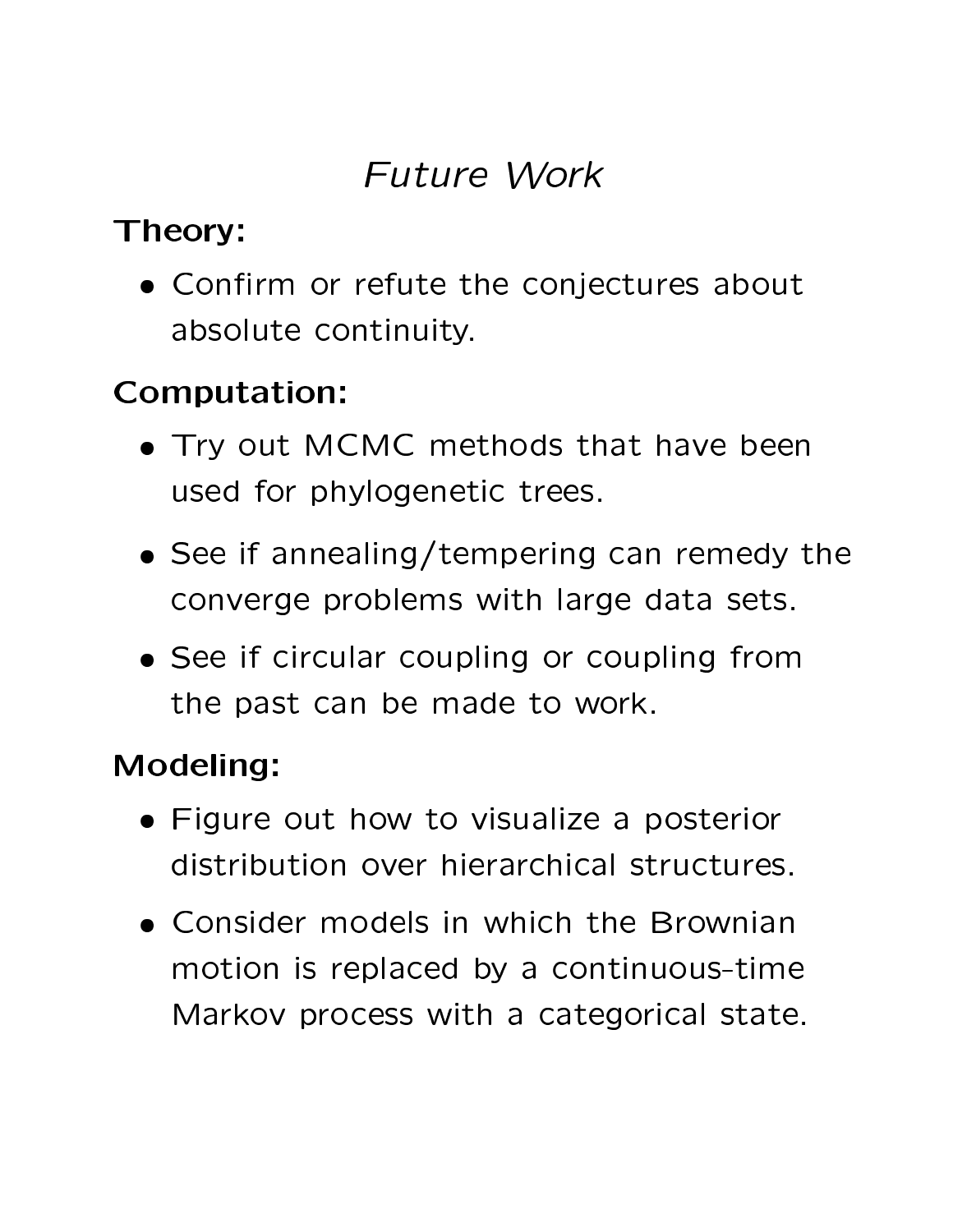# *Future Work*

**Theory:**

- Confirm or refute the conjectures about absolute continuity.

**Computation:**

- Try out MCMC methods that have been used for phylogenetic trees.
- See if annealing/tempering can remedy the converge problems with large data sets.
- See if circular coupling or coupling from the past can be made to work.

**Modeling:**

- Figure out how to visualize a posterior distribution over hierarchical structures.
- Consider models in which the Brownian motion is replaced by a continuous-time Markov process with a categorical state.